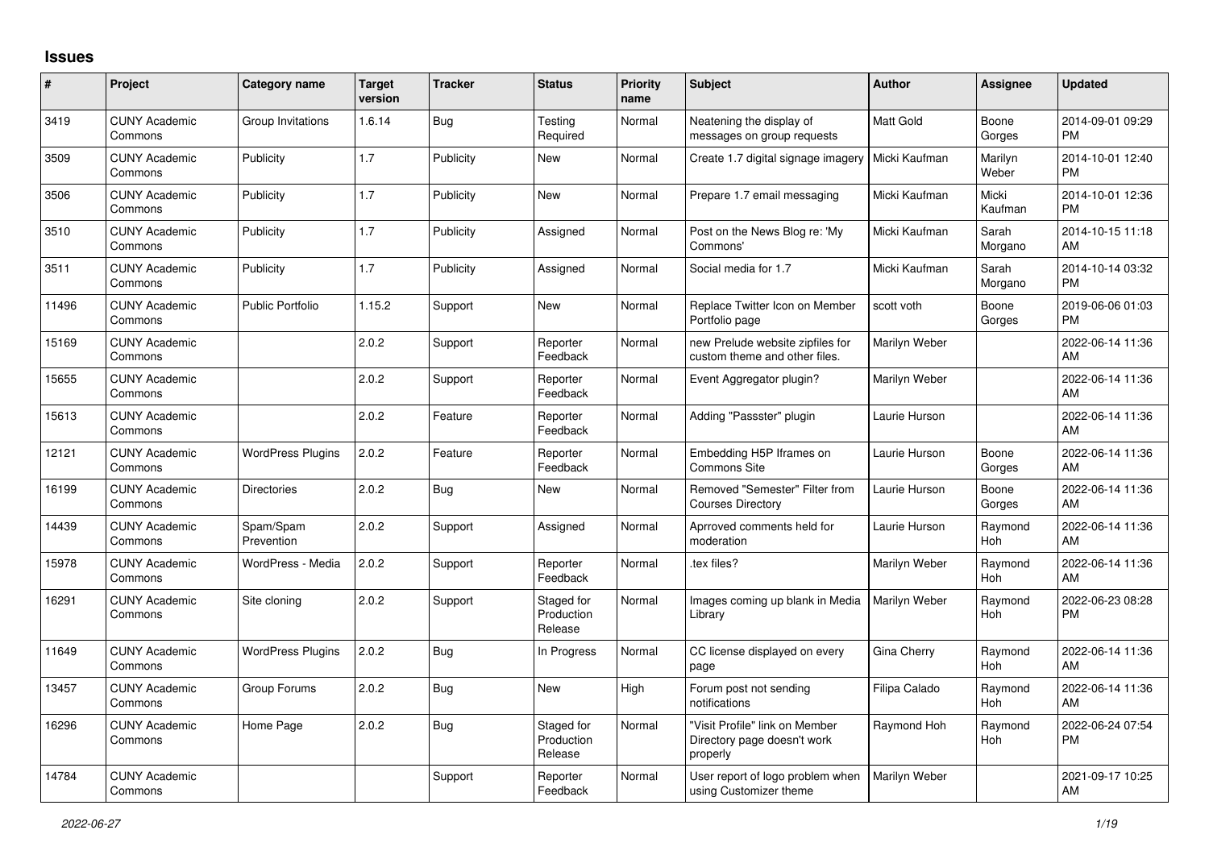## Issues

| # | Project | Category name | Target version | Tracker | Status | Priority name | Subject | Author | Assignee | Updated |
|---|---|---|---|---|---|---|---|---|---|---|
| 3419 | CUNY Academic Commons | Group Invitations | 1.6.14 | Bug | Testing Required | Normal | Neatening the display of messages on group requests | Matt Gold | Boone Gorges | 2014-09-01 09:29 PM |
| 3509 | CUNY Academic Commons | Publicity | 1.7 | Publicity | New | Normal | Create 1.7 digital signage imagery | Micki Kaufman | Marilyn Weber | 2014-10-01 12:40 PM |
| 3506 | CUNY Academic Commons | Publicity | 1.7 | Publicity | New | Normal | Prepare 1.7 email messaging | Micki Kaufman | Micki Kaufman | 2014-10-01 12:36 PM |
| 3510 | CUNY Academic Commons | Publicity | 1.7 | Publicity | Assigned | Normal | Post on the News Blog re: 'My Commons' | Micki Kaufman | Sarah Morgano | 2014-10-15 11:18 AM |
| 3511 | CUNY Academic Commons | Publicity | 1.7 | Publicity | Assigned | Normal | Social media for 1.7 | Micki Kaufman | Sarah Morgano | 2014-10-14 03:32 PM |
| 11496 | CUNY Academic Commons | Public Portfolio | 1.15.2 | Support | New | Normal | Replace Twitter Icon on Member Portfolio page | scott voth | Boone Gorges | 2019-06-06 01:03 PM |
| 15169 | CUNY Academic Commons | | 2.0.2 | Support | Reporter Feedback | Normal | new Prelude website zipfiles for custom theme and other files. | Marilyn Weber | | 2022-06-14 11:36 AM |
| 15655 | CUNY Academic Commons | | 2.0.2 | Support | Reporter Feedback | Normal | Event Aggregator plugin? | Marilyn Weber | | 2022-06-14 11:36 AM |
| 15613 | CUNY Academic Commons | | 2.0.2 | Feature | Reporter Feedback | Normal | Adding "Passster" plugin | Laurie Hurson | | 2022-06-14 11:36 AM |
| 12121 | CUNY Academic Commons | WordPress Plugins | 2.0.2 | Feature | Reporter Feedback | Normal | Embedding H5P Iframes on Commons Site | Laurie Hurson | Boone Gorges | 2022-06-14 11:36 AM |
| 16199 | CUNY Academic Commons | Directories | 2.0.2 | Bug | New | Normal | Removed "Semester" Filter from Courses Directory | Laurie Hurson | Boone Gorges | 2022-06-14 11:36 AM |
| 14439 | CUNY Academic Commons | Spam/Spam Prevention | 2.0.2 | Support | Assigned | Normal | Aprroved comments held for moderation | Laurie Hurson | Raymond Hoh | 2022-06-14 11:36 AM |
| 15978 | CUNY Academic Commons | WordPress - Media | 2.0.2 | Support | Reporter Feedback | Normal | .tex files? | Marilyn Weber | Raymond Hoh | 2022-06-14 11:36 AM |
| 16291 | CUNY Academic Commons | Site cloning | 2.0.2 | Support | Staged for Production Release | Normal | Images coming up blank in Media Library | Marilyn Weber | Raymond Hoh | 2022-06-23 08:28 PM |
| 11649 | CUNY Academic Commons | WordPress Plugins | 2.0.2 | Bug | In Progress | Normal | CC license displayed on every page | Gina Cherry | Raymond Hoh | 2022-06-14 11:36 AM |
| 13457 | CUNY Academic Commons | Group Forums | 2.0.2 | Bug | New | High | Forum post not sending notifications | Filipa Calado | Raymond Hoh | 2022-06-14 11:36 AM |
| 16296 | CUNY Academic Commons | Home Page | 2.0.2 | Bug | Staged for Production Release | Normal | "Visit Profile" link on Member Directory page doesn't work properly | Raymond Hoh | Raymond Hoh | 2022-06-24 07:54 PM |
| 14784 | CUNY Academic Commons | | | Support | Reporter Feedback | Normal | User report of logo problem when using Customizer theme | Marilyn Weber | | 2021-09-17 10:25 AM |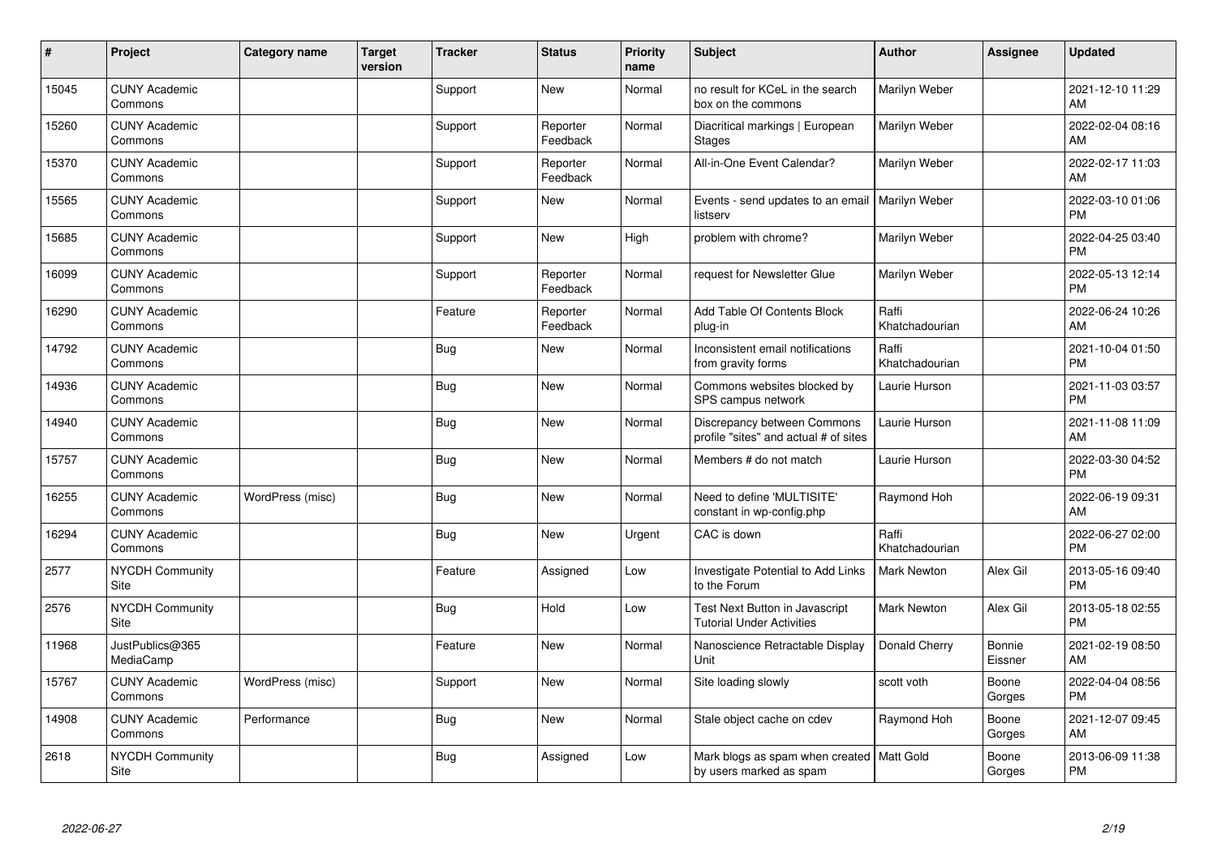| # | Project | Category name | Target version | Tracker | Status | Priority name | Subject | Author | Assignee | Updated |
|---|---|---|---|---|---|---|---|---|---|---|
| 15045 | CUNY Academic Commons | | | Support | New | Normal | no result for KCeL in the search box on the commons | Marilyn Weber | | 2021-12-10 11:29 AM |
| 15260 | CUNY Academic Commons | | | Support | Reporter Feedback | Normal | Diacritical markings \| European Stages | Marilyn Weber | | 2022-02-04 08:16 AM |
| 15370 | CUNY Academic Commons | | | Support | Reporter Feedback | Normal | All-in-One Event Calendar? | Marilyn Weber | | 2022-02-17 11:03 AM |
| 15565 | CUNY Academic Commons | | | Support | New | Normal | Events - send updates to an email listserv | Marilyn Weber | | 2022-03-10 01:06 PM |
| 15685 | CUNY Academic Commons | | | Support | New | High | problem with chrome? | Marilyn Weber | | 2022-04-25 03:40 PM |
| 16099 | CUNY Academic Commons | | | Support | Reporter Feedback | Normal | request for Newsletter Glue | Marilyn Weber | | 2022-05-13 12:14 PM |
| 16290 | CUNY Academic Commons | | | Feature | Reporter Feedback | Normal | Add Table Of Contents Block plug-in | Raffi Khatchadourian | | 2022-06-24 10:26 AM |
| 14792 | CUNY Academic Commons | | | Bug | New | Normal | Inconsistent email notifications from gravity forms | Raffi Khatchadourian | | 2021-10-04 01:50 PM |
| 14936 | CUNY Academic Commons | | | Bug | New | Normal | Commons websites blocked by SPS campus network | Laurie Hurson | | 2021-11-03 03:57 PM |
| 14940 | CUNY Academic Commons | | | Bug | New | Normal | Discrepancy between Commons profile "sites" and actual # of sites | Laurie Hurson | | 2021-11-08 11:09 AM |
| 15757 | CUNY Academic Commons | | | Bug | New | Normal | Members # do not match | Laurie Hurson | | 2022-03-30 04:52 PM |
| 16255 | CUNY Academic Commons | WordPress (misc) | | Bug | New | Normal | Need to define 'MULTISITE' constant in wp-config.php | Raymond Hoh | | 2022-06-19 09:31 AM |
| 16294 | CUNY Academic Commons | | | Bug | New | Urgent | CAC is down | Raffi Khatchadourian | | 2022-06-27 02:00 PM |
| 2577 | NYCDH Community Site | | | Feature | Assigned | Low | Investigate Potential to Add Links to the Forum | Mark Newton | Alex Gil | 2013-05-16 09:40 PM |
| 2576 | NYCDH Community Site | | | Bug | Hold | Low | Test Next Button in Javascript Tutorial Under Activities | Mark Newton | Alex Gil | 2013-05-18 02:55 PM |
| 11968 | JustPublics@365 MediaCamp | | | Feature | New | Normal | Nanoscience Retractable Display Unit | Donald Cherry | Bonnie Eissner | 2021-02-19 08:50 AM |
| 15767 | CUNY Academic Commons | WordPress (misc) | | Support | New | Normal | Site loading slowly | scott voth | Boone Gorges | 2022-04-04 08:56 PM |
| 14908 | CUNY Academic Commons | Performance | | Bug | New | Normal | Stale object cache on cdev | Raymond Hoh | Boone Gorges | 2021-12-07 09:45 AM |
| 2618 | NYCDH Community Site | | | Bug | Assigned | Low | Mark blogs as spam when created by users marked as spam | Matt Gold | Boone Gorges | 2013-06-09 11:38 PM |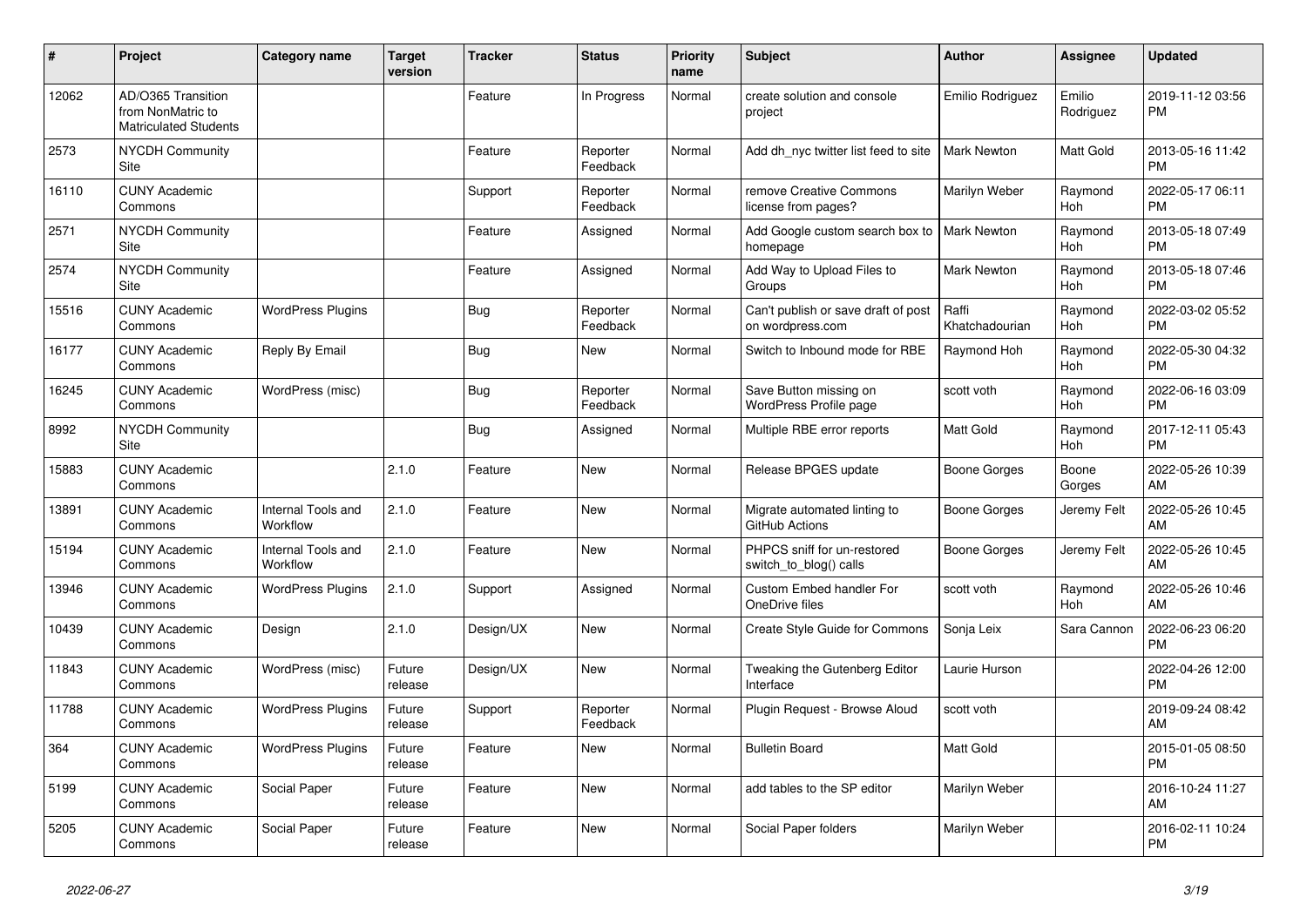| # | Project | Category name | Target version | Tracker | Status | Priority name | Subject | Author | Assignee | Updated |
|---|---|---|---|---|---|---|---|---|---|---|
| 12062 | AD/O365 Transition from NonMatric to Matriculated Students | | | Feature | In Progress | Normal | create solution and console project | Emilio Rodriguez | Emilio Rodriguez | 2019-11-12 03:56 PM |
| 2573 | NYCDH Community Site | | | Feature | Reporter Feedback | Normal | Add dh_nyc twitter list feed to site | Mark Newton | Matt Gold | 2013-05-16 11:42 PM |
| 16110 | CUNY Academic Commons | | | Support | Reporter Feedback | Normal | remove Creative Commons license from pages? | Marilyn Weber | Raymond Hoh | 2022-05-17 06:11 PM |
| 2571 | NYCDH Community Site | | | Feature | Assigned | Normal | Add Google custom search box to homepage | Mark Newton | Raymond Hoh | 2013-05-18 07:49 PM |
| 2574 | NYCDH Community Site | | | Feature | Assigned | Normal | Add Way to Upload Files to Groups | Mark Newton | Raymond Hoh | 2013-05-18 07:46 PM |
| 15516 | CUNY Academic Commons | WordPress Plugins | | Bug | Reporter Feedback | Normal | Can't publish or save draft of post on wordpress.com | Raffi Khatchadourian | Raymond Hoh | 2022-03-02 05:52 PM |
| 16177 | CUNY Academic Commons | Reply By Email | | Bug | New | Normal | Switch to Inbound mode for RBE | Raymond Hoh | Raymond Hoh | 2022-05-30 04:32 PM |
| 16245 | CUNY Academic Commons | WordPress (misc) | | Bug | Reporter Feedback | Normal | Save Button missing on WordPress Profile page | scott voth | Raymond Hoh | 2022-06-16 03:09 PM |
| 8992 | NYCDH Community Site | | | Bug | Assigned | Normal | Multiple RBE error reports | Matt Gold | Raymond Hoh | 2017-12-11 05:43 PM |
| 15883 | CUNY Academic Commons | | 2.1.0 | Feature | New | Normal | Release BPGES update | Boone Gorges | Boone Gorges | 2022-05-26 10:39 AM |
| 13891 | CUNY Academic Commons | Internal Tools and Workflow | 2.1.0 | Feature | New | Normal | Migrate automated linting to GitHub Actions | Boone Gorges | Jeremy Felt | 2022-05-26 10:45 AM |
| 15194 | CUNY Academic Commons | Internal Tools and Workflow | 2.1.0 | Feature | New | Normal | PHPCS sniff for un-restored switch_to_blog() calls | Boone Gorges | Jeremy Felt | 2022-05-26 10:45 AM |
| 13946 | CUNY Academic Commons | WordPress Plugins | 2.1.0 | Support | Assigned | Normal | Custom Embed handler For OneDrive files | scott voth | Raymond Hoh | 2022-05-26 10:46 AM |
| 10439 | CUNY Academic Commons | Design | 2.1.0 | Design/UX | New | Normal | Create Style Guide for Commons | Sonja Leix | Sara Cannon | 2022-06-23 06:20 PM |
| 11843 | CUNY Academic Commons | WordPress (misc) | Future release | Design/UX | New | Normal | Tweaking the Gutenberg Editor Interface | Laurie Hurson | | 2022-04-26 12:00 PM |
| 11788 | CUNY Academic Commons | WordPress Plugins | Future release | Support | Reporter Feedback | Normal | Plugin Request - Browse Aloud | scott voth | | 2019-09-24 08:42 AM |
| 364 | CUNY Academic Commons | WordPress Plugins | Future release | Feature | New | Normal | Bulletin Board | Matt Gold | | 2015-01-05 08:50 PM |
| 5199 | CUNY Academic Commons | Social Paper | Future release | Feature | New | Normal | add tables to the SP editor | Marilyn Weber | | 2016-10-24 11:27 AM |
| 5205 | CUNY Academic Commons | Social Paper | Future release | Feature | New | Normal | Social Paper folders | Marilyn Weber | | 2016-02-11 10:24 PM |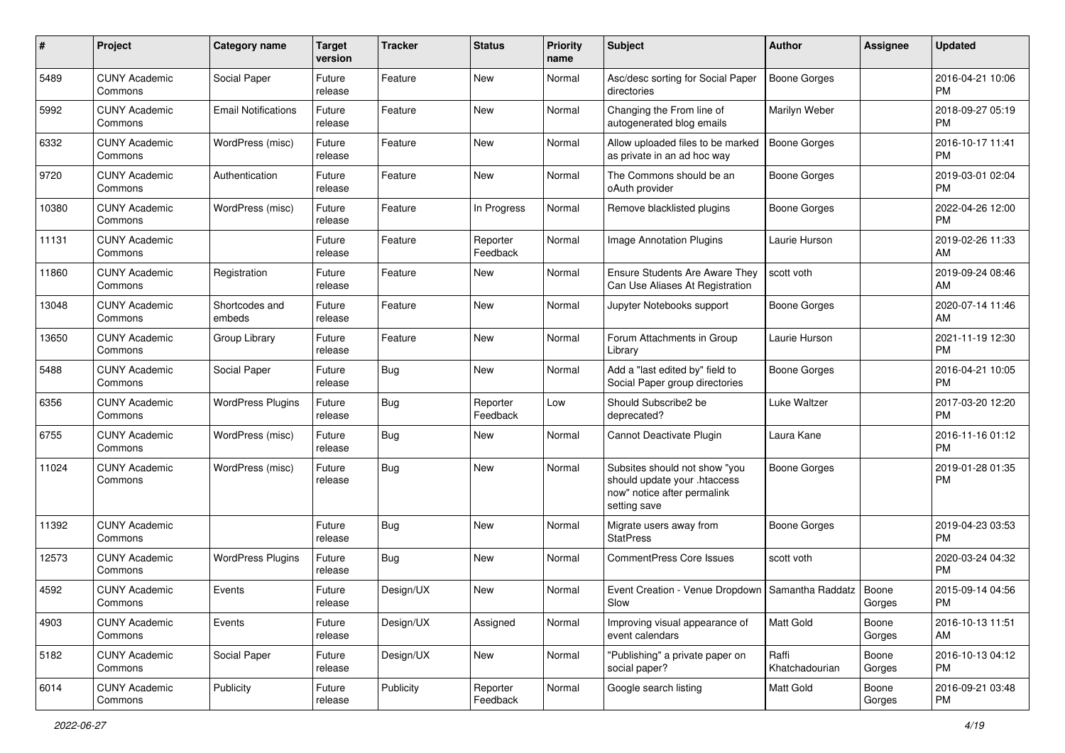| # | Project | Category name | Target version | Tracker | Status | Priority name | Subject | Author | Assignee | Updated |
|---|---|---|---|---|---|---|---|---|---|---|
| 5489 | CUNY Academic Commons | Social Paper | Future release | Feature | New | Normal | Asc/desc sorting for Social Paper directories | Boone Gorges | | 2016-04-21 10:06 PM |
| 5992 | CUNY Academic Commons | Email Notifications | Future release | Feature | New | Normal | Changing the From line of autogenerated blog emails | Marilyn Weber | | 2018-09-27 05:19 PM |
| 6332 | CUNY Academic Commons | WordPress (misc) | Future release | Feature | New | Normal | Allow uploaded files to be marked as private in an ad hoc way | Boone Gorges | | 2016-10-17 11:41 PM |
| 9720 | CUNY Academic Commons | Authentication | Future release | Feature | New | Normal | The Commons should be an oAuth provider | Boone Gorges | | 2019-03-01 02:04 PM |
| 10380 | CUNY Academic Commons | WordPress (misc) | Future release | Feature | In Progress | Normal | Remove blacklisted plugins | Boone Gorges | | 2022-04-26 12:00 PM |
| 11131 | CUNY Academic Commons | | Future release | Feature | Reporter Feedback | Normal | Image Annotation Plugins | Laurie Hurson | | 2019-02-26 11:33 AM |
| 11860 | CUNY Academic Commons | Registration | Future release | Feature | New | Normal | Ensure Students Are Aware They Can Use Aliases At Registration | scott voth | | 2019-09-24 08:46 AM |
| 13048 | CUNY Academic Commons | Shortcodes and embeds | Future release | Feature | New | Normal | Jupyter Notebooks support | Boone Gorges | | 2020-07-14 11:46 AM |
| 13650 | CUNY Academic Commons | Group Library | Future release | Feature | New | Normal | Forum Attachments in Group Library | Laurie Hurson | | 2021-11-19 12:30 PM |
| 5488 | CUNY Academic Commons | Social Paper | Future release | Bug | New | Normal | Add a "last edited by" field to Social Paper group directories | Boone Gorges | | 2016-04-21 10:05 PM |
| 6356 | CUNY Academic Commons | WordPress Plugins | Future release | Bug | Reporter Feedback | Low | Should Subscribe2 be deprecated? | Luke Waltzer | | 2017-03-20 12:20 PM |
| 6755 | CUNY Academic Commons | WordPress (misc) | Future release | Bug | New | Normal | Cannot Deactivate Plugin | Laura Kane | | 2016-11-16 01:12 PM |
| 11024 | CUNY Academic Commons | WordPress (misc) | Future release | Bug | New | Normal | Subsites should not show "you should update your .htaccess now" notice after permalink setting save | Boone Gorges | | 2019-01-28 01:35 PM |
| 11392 | CUNY Academic Commons | | Future release | Bug | New | Normal | Migrate users away from StatPress | Boone Gorges | | 2019-04-23 03:53 PM |
| 12573 | CUNY Academic Commons | WordPress Plugins | Future release | Bug | New | Normal | CommentPress Core Issues | scott voth | | 2020-03-24 04:32 PM |
| 4592 | CUNY Academic Commons | Events | Future release | Design/UX | New | Normal | Event Creation - Venue Dropdown Slow | Samantha Raddatz | Boone Gorges | 2015-09-14 04:56 PM |
| 4903 | CUNY Academic Commons | Events | Future release | Design/UX | Assigned | Normal | Improving visual appearance of event calendars | Matt Gold | Boone Gorges | 2016-10-13 11:51 AM |
| 5182 | CUNY Academic Commons | Social Paper | Future release | Design/UX | New | Normal | "Publishing" a private paper on social paper? | Raffi Khatchadourian | Boone Gorges | 2016-10-13 04:12 PM |
| 6014 | CUNY Academic Commons | Publicity | Future release | Publicity | Reporter Feedback | Normal | Google search listing | Matt Gold | Boone Gorges | 2016-09-21 03:48 PM |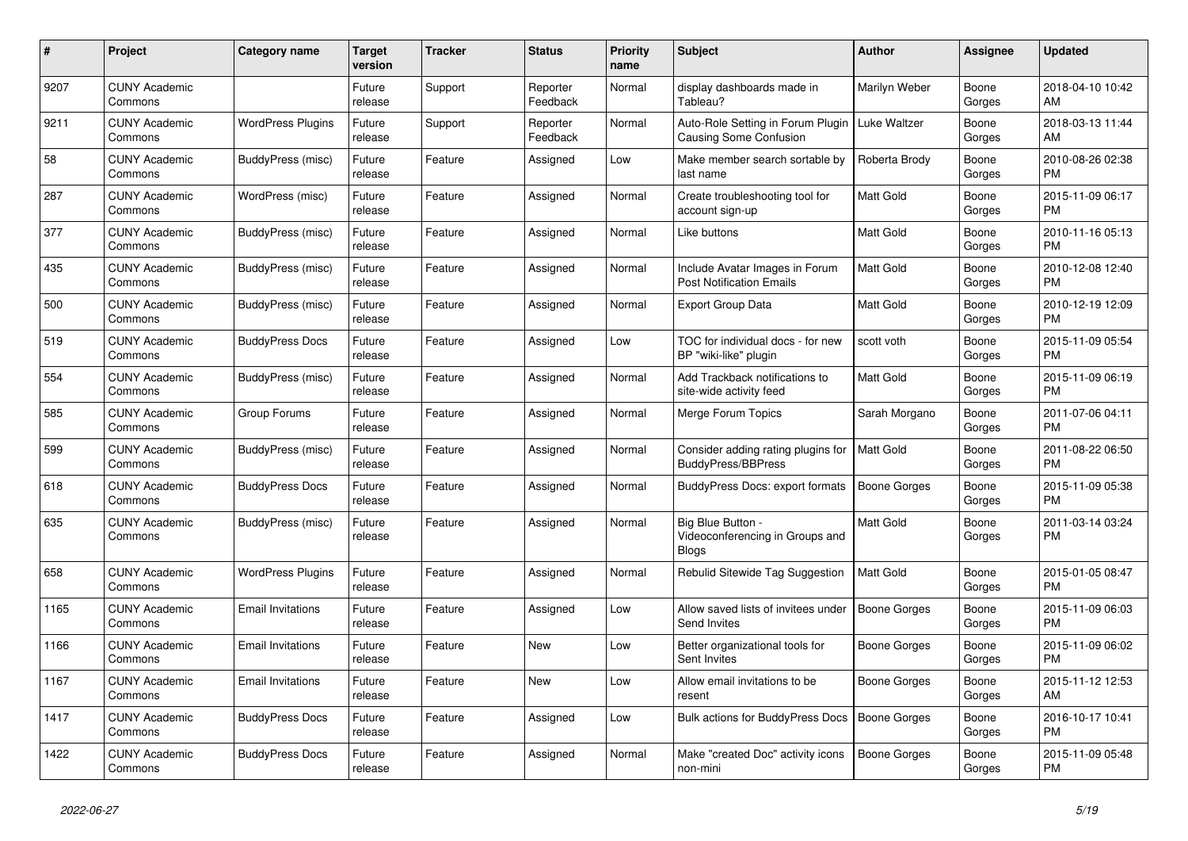| # | Project | Category name | Target version | Tracker | Status | Priority name | Subject | Author | Assignee | Updated |
|---|---|---|---|---|---|---|---|---|---|---|
| 9207 | CUNY Academic Commons | | Future release | Support | Reporter Feedback | Normal | display dashboards made in Tableau? | Marilyn Weber | Boone Gorges | 2018-04-10 10:42 AM |
| 9211 | CUNY Academic Commons | WordPress Plugins | Future release | Support | Reporter Feedback | Normal | Auto-Role Setting in Forum Plugin Causing Some Confusion | Luke Waltzer | Boone Gorges | 2018-03-13 11:44 AM |
| 58 | CUNY Academic Commons | BuddyPress (misc) | Future release | Feature | Assigned | Low | Make member search sortable by last name | Roberta Brody | Boone Gorges | 2010-08-26 02:38 PM |
| 287 | CUNY Academic Commons | WordPress (misc) | Future release | Feature | Assigned | Normal | Create troubleshooting tool for account sign-up | Matt Gold | Boone Gorges | 2015-11-09 06:17 PM |
| 377 | CUNY Academic Commons | BuddyPress (misc) | Future release | Feature | Assigned | Normal | Like buttons | Matt Gold | Boone Gorges | 2010-11-16 05:13 PM |
| 435 | CUNY Academic Commons | BuddyPress (misc) | Future release | Feature | Assigned | Normal | Include Avatar Images in Forum Post Notification Emails | Matt Gold | Boone Gorges | 2010-12-08 12:40 PM |
| 500 | CUNY Academic Commons | BuddyPress (misc) | Future release | Feature | Assigned | Normal | Export Group Data | Matt Gold | Boone Gorges | 2010-12-19 12:09 PM |
| 519 | CUNY Academic Commons | BuddyPress Docs | Future release | Feature | Assigned | Low | TOC for individual docs - for new BP "wiki-like" plugin | scott voth | Boone Gorges | 2015-11-09 05:54 PM |
| 554 | CUNY Academic Commons | BuddyPress (misc) | Future release | Feature | Assigned | Normal | Add Trackback notifications to site-wide activity feed | Matt Gold | Boone Gorges | 2015-11-09 06:19 PM |
| 585 | CUNY Academic Commons | Group Forums | Future release | Feature | Assigned | Normal | Merge Forum Topics | Sarah Morgano | Boone Gorges | 2011-07-06 04:11 PM |
| 599 | CUNY Academic Commons | BuddyPress (misc) | Future release | Feature | Assigned | Normal | Consider adding rating plugins for BuddyPress/BBPress | Matt Gold | Boone Gorges | 2011-08-22 06:50 PM |
| 618 | CUNY Academic Commons | BuddyPress Docs | Future release | Feature | Assigned | Normal | BuddyPress Docs: export formats | Boone Gorges | Boone Gorges | 2015-11-09 05:38 PM |
| 635 | CUNY Academic Commons | BuddyPress (misc) | Future release | Feature | Assigned | Normal | Big Blue Button - Videoconferencing in Groups and Blogs | Matt Gold | Boone Gorges | 2011-03-14 03:24 PM |
| 658 | CUNY Academic Commons | WordPress Plugins | Future release | Feature | Assigned | Normal | Rebulid Sitewide Tag Suggestion | Matt Gold | Boone Gorges | 2015-01-05 08:47 PM |
| 1165 | CUNY Academic Commons | Email Invitations | Future release | Feature | Assigned | Low | Allow saved lists of invitees under Send Invites | Boone Gorges | Boone Gorges | 2015-11-09 06:03 PM |
| 1166 | CUNY Academic Commons | Email Invitations | Future release | Feature | New | Low | Better organizational tools for Sent Invites | Boone Gorges | Boone Gorges | 2015-11-09 06:02 PM |
| 1167 | CUNY Academic Commons | Email Invitations | Future release | Feature | New | Low | Allow email invitations to be resent | Boone Gorges | Boone Gorges | 2015-11-12 12:53 AM |
| 1417 | CUNY Academic Commons | BuddyPress Docs | Future release | Feature | Assigned | Low | Bulk actions for BuddyPress Docs | Boone Gorges | Boone Gorges | 2016-10-17 10:41 PM |
| 1422 | CUNY Academic Commons | BuddyPress Docs | Future release | Feature | Assigned | Normal | Make "created Doc" activity icons non-mini | Boone Gorges | Boone Gorges | 2015-11-09 05:48 PM |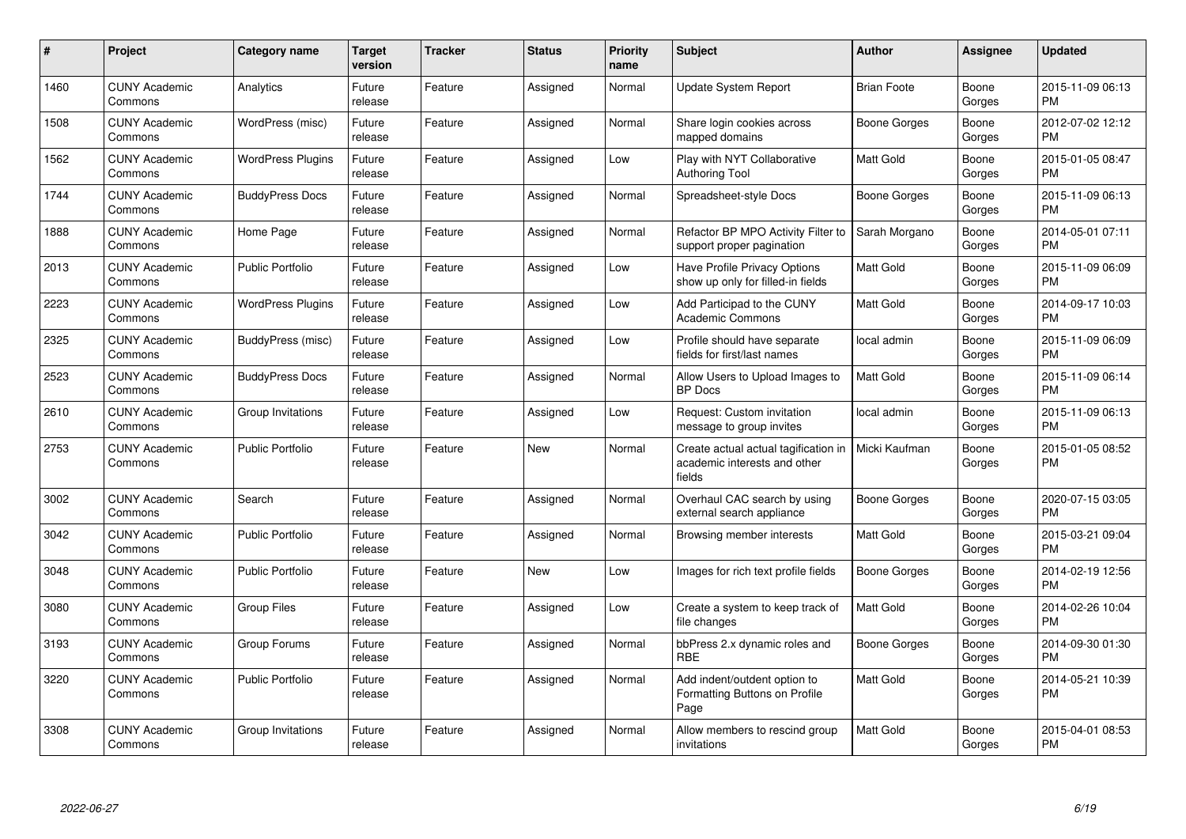| # | Project | Category name | Target version | Tracker | Status | Priority name | Subject | Author | Assignee | Updated |
|---|---|---|---|---|---|---|---|---|---|---|
| 1460 | CUNY Academic Commons | Analytics | Future release | Feature | Assigned | Normal | Update System Report | Brian Foote | Boone Gorges | 2015-11-09 06:13 PM |
| 1508 | CUNY Academic Commons | WordPress (misc) | Future release | Feature | Assigned | Normal | Share login cookies across mapped domains | Boone Gorges | Boone Gorges | 2012-07-02 12:12 PM |
| 1562 | CUNY Academic Commons | WordPress Plugins | Future release | Feature | Assigned | Low | Play with NYT Collaborative Authoring Tool | Matt Gold | Boone Gorges | 2015-01-05 08:47 PM |
| 1744 | CUNY Academic Commons | BuddyPress Docs | Future release | Feature | Assigned | Normal | Spreadsheet-style Docs | Boone Gorges | Boone Gorges | 2015-11-09 06:13 PM |
| 1888 | CUNY Academic Commons | Home Page | Future release | Feature | Assigned | Normal | Refactor BP MPO Activity Filter to support proper pagination | Sarah Morgano | Boone Gorges | 2014-05-01 07:11 PM |
| 2013 | CUNY Academic Commons | Public Portfolio | Future release | Feature | Assigned | Low | Have Profile Privacy Options show up only for filled-in fields | Matt Gold | Boone Gorges | 2015-11-09 06:09 PM |
| 2223 | CUNY Academic Commons | WordPress Plugins | Future release | Feature | Assigned | Low | Add Participad to the CUNY Academic Commons | Matt Gold | Boone Gorges | 2014-09-17 10:03 PM |
| 2325 | CUNY Academic Commons | BuddyPress (misc) | Future release | Feature | Assigned | Low | Profile should have separate fields for first/last names | local admin | Boone Gorges | 2015-11-09 06:09 PM |
| 2523 | CUNY Academic Commons | BuddyPress Docs | Future release | Feature | Assigned | Normal | Allow Users to Upload Images to BP Docs | Matt Gold | Boone Gorges | 2015-11-09 06:14 PM |
| 2610 | CUNY Academic Commons | Group Invitations | Future release | Feature | Assigned | Low | Request: Custom invitation message to group invites | local admin | Boone Gorges | 2015-11-09 06:13 PM |
| 2753 | CUNY Academic Commons | Public Portfolio | Future release | Feature | New | Normal | Create actual actual tagification in academic interests and other fields | Micki Kaufman | Boone Gorges | 2015-01-05 08:52 PM |
| 3002 | CUNY Academic Commons | Search | Future release | Feature | Assigned | Normal | Overhaul CAC search by using external search appliance | Boone Gorges | Boone Gorges | 2020-07-15 03:05 PM |
| 3042 | CUNY Academic Commons | Public Portfolio | Future release | Feature | Assigned | Normal | Browsing member interests | Matt Gold | Boone Gorges | 2015-03-21 09:04 PM |
| 3048 | CUNY Academic Commons | Public Portfolio | Future release | Feature | New | Low | Images for rich text profile fields | Boone Gorges | Boone Gorges | 2014-02-19 12:56 PM |
| 3080 | CUNY Academic Commons | Group Files | Future release | Feature | Assigned | Low | Create a system to keep track of file changes | Matt Gold | Boone Gorges | 2014-02-26 10:04 PM |
| 3193 | CUNY Academic Commons | Group Forums | Future release | Feature | Assigned | Normal | bbPress 2.x dynamic roles and RBE | Boone Gorges | Boone Gorges | 2014-09-30 01:30 PM |
| 3220 | CUNY Academic Commons | Public Portfolio | Future release | Feature | Assigned | Normal | Add indent/outdent option to Formatting Buttons on Profile Page | Matt Gold | Boone Gorges | 2014-05-21 10:39 PM |
| 3308 | CUNY Academic Commons | Group Invitations | Future release | Feature | Assigned | Normal | Allow members to rescind group invitations | Matt Gold | Boone Gorges | 2015-04-01 08:53 PM |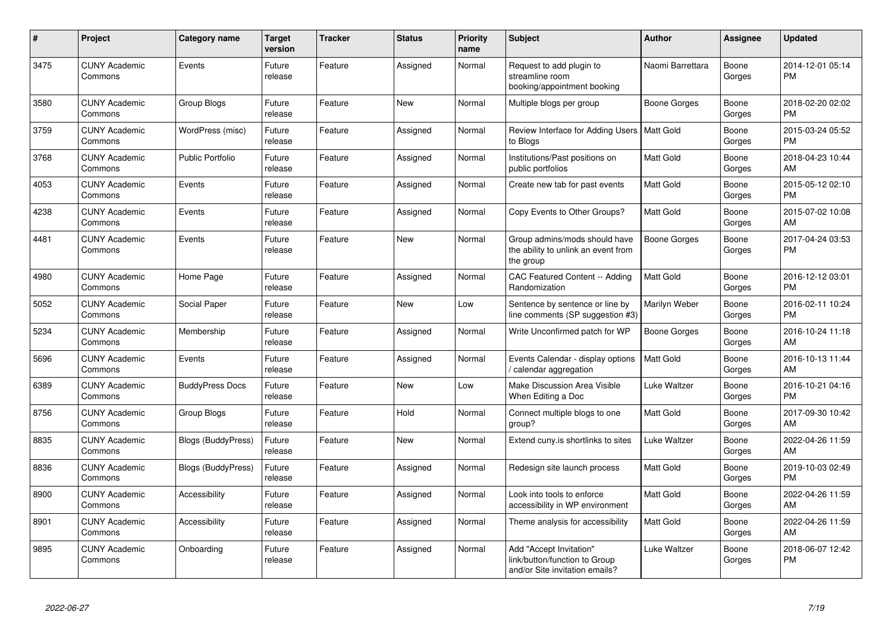| # | Project | Category name | Target version | Tracker | Status | Priority name | Subject | Author | Assignee | Updated |
|---|---|---|---|---|---|---|---|---|---|---|
| 3475 | CUNY Academic Commons | Events | Future release | Feature | Assigned | Normal | Request to add plugin to streamline room booking/appointment booking | Naomi Barrettara | Boone Gorges | 2014-12-01 05:14 PM |
| 3580 | CUNY Academic Commons | Group Blogs | Future release | Feature | New | Normal | Multiple blogs per group | Boone Gorges | Boone Gorges | 2018-02-20 02:02 PM |
| 3759 | CUNY Academic Commons | WordPress (misc) | Future release | Feature | Assigned | Normal | Review Interface for Adding Users to Blogs | Matt Gold | Boone Gorges | 2015-03-24 05:52 PM |
| 3768 | CUNY Academic Commons | Public Portfolio | Future release | Feature | Assigned | Normal | Institutions/Past positions on public portfolios | Matt Gold | Boone Gorges | 2018-04-23 10:44 AM |
| 4053 | CUNY Academic Commons | Events | Future release | Feature | Assigned | Normal | Create new tab for past events | Matt Gold | Boone Gorges | 2015-05-12 02:10 PM |
| 4238 | CUNY Academic Commons | Events | Future release | Feature | Assigned | Normal | Copy Events to Other Groups? | Matt Gold | Boone Gorges | 2015-07-02 10:08 AM |
| 4481 | CUNY Academic Commons | Events | Future release | Feature | New | Normal | Group admins/mods should have the ability to unlink an event from the group | Boone Gorges | Boone Gorges | 2017-04-24 03:53 PM |
| 4980 | CUNY Academic Commons | Home Page | Future release | Feature | Assigned | Normal | CAC Featured Content -- Adding Randomization | Matt Gold | Boone Gorges | 2016-12-12 03:01 PM |
| 5052 | CUNY Academic Commons | Social Paper | Future release | Feature | New | Low | Sentence by sentence or line by line comments (SP suggestion #3) | Marilyn Weber | Boone Gorges | 2016-02-11 10:24 PM |
| 5234 | CUNY Academic Commons | Membership | Future release | Feature | Assigned | Normal | Write Unconfirmed patch for WP | Boone Gorges | Boone Gorges | 2016-10-24 11:18 AM |
| 5696 | CUNY Academic Commons | Events | Future release | Feature | Assigned | Normal | Events Calendar - display options / calendar aggregation | Matt Gold | Boone Gorges | 2016-10-13 11:44 AM |
| 6389 | CUNY Academic Commons | BuddyPress Docs | Future release | Feature | New | Low | Make Discussion Area Visible When Editing a Doc | Luke Waltzer | Boone Gorges | 2016-10-21 04:16 PM |
| 8756 | CUNY Academic Commons | Group Blogs | Future release | Feature | Hold | Normal | Connect multiple blogs to one group? | Matt Gold | Boone Gorges | 2017-09-30 10:42 AM |
| 8835 | CUNY Academic Commons | Blogs (BuddyPress) | Future release | Feature | New | Normal | Extend cuny.is shortlinks to sites | Luke Waltzer | Boone Gorges | 2022-04-26 11:59 AM |
| 8836 | CUNY Academic Commons | Blogs (BuddyPress) | Future release | Feature | Assigned | Normal | Redesign site launch process | Matt Gold | Boone Gorges | 2019-10-03 02:49 PM |
| 8900 | CUNY Academic Commons | Accessibility | Future release | Feature | Assigned | Normal | Look into tools to enforce accessibility in WP environment | Matt Gold | Boone Gorges | 2022-04-26 11:59 AM |
| 8901 | CUNY Academic Commons | Accessibility | Future release | Feature | Assigned | Normal | Theme analysis for accessibility | Matt Gold | Boone Gorges | 2022-04-26 11:59 AM |
| 9895 | CUNY Academic Commons | Onboarding | Future release | Feature | Assigned | Normal | Add "Accept Invitation" link/button/function to Group and/or Site invitation emails? | Luke Waltzer | Boone Gorges | 2018-06-07 12:42 PM |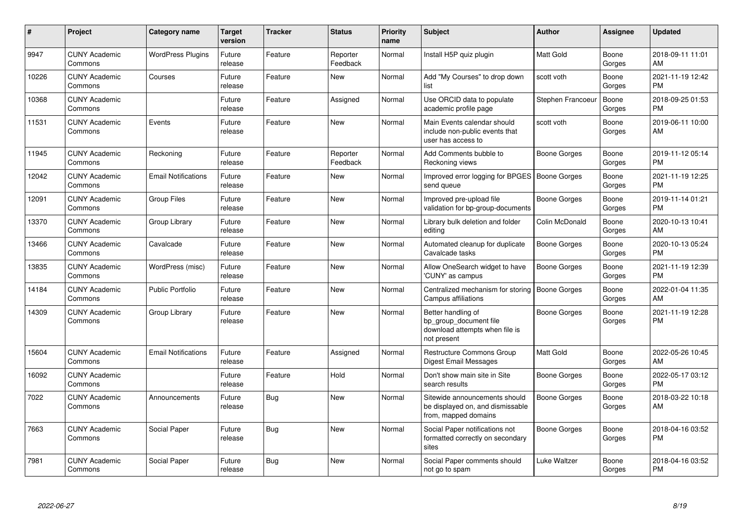| # | Project | Category name | Target version | Tracker | Status | Priority name | Subject | Author | Assignee | Updated |
|---|---|---|---|---|---|---|---|---|---|---|
| 9947 | CUNY Academic Commons | WordPress Plugins | Future release | Feature | Reporter Feedback | Normal | Install H5P quiz plugin | Matt Gold | Boone Gorges | 2018-09-11 11:01 AM |
| 10226 | CUNY Academic Commons | Courses | Future release | Feature | New | Normal | Add "My Courses" to drop down list | scott voth | Boone Gorges | 2021-11-19 12:42 PM |
| 10368 | CUNY Academic Commons | | Future release | Feature | Assigned | Normal | Use ORCID data to populate academic profile page | Stephen Francoeur | Boone Gorges | 2018-09-25 01:53 PM |
| 11531 | CUNY Academic Commons | Events | Future release | Feature | New | Normal | Main Events calendar should include non-public events that user has access to | scott voth | Boone Gorges | 2019-06-11 10:00 AM |
| 11945 | CUNY Academic Commons | Reckoning | Future release | Feature | Reporter Feedback | Normal | Add Comments bubble to Reckoning views | Boone Gorges | Boone Gorges | 2019-11-12 05:14 PM |
| 12042 | CUNY Academic Commons | Email Notifications | Future release | Feature | New | Normal | Improved error logging for BPGES send queue | Boone Gorges | Boone Gorges | 2021-11-19 12:25 PM |
| 12091 | CUNY Academic Commons | Group Files | Future release | Feature | New | Normal | Improved pre-upload file validation for bp-group-documents | Boone Gorges | Boone Gorges | 2019-11-14 01:21 PM |
| 13370 | CUNY Academic Commons | Group Library | Future release | Feature | New | Normal | Library bulk deletion and folder editing | Colin McDonald | Boone Gorges | 2020-10-13 10:41 AM |
| 13466 | CUNY Academic Commons | Cavalcade | Future release | Feature | New | Normal | Automated cleanup for duplicate Cavalcade tasks | Boone Gorges | Boone Gorges | 2020-10-13 05:24 PM |
| 13835 | CUNY Academic Commons | WordPress (misc) | Future release | Feature | New | Normal | Allow OneSearch widget to have 'CUNY' as campus | Boone Gorges | Boone Gorges | 2021-11-19 12:39 PM |
| 14184 | CUNY Academic Commons | Public Portfolio | Future release | Feature | New | Normal | Centralized mechanism for storing Campus affiliations | Boone Gorges | Boone Gorges | 2022-01-04 11:35 AM |
| 14309 | CUNY Academic Commons | Group Library | Future release | Feature | New | Normal | Better handling of bp_group_document file download attempts when file is not present | Boone Gorges | Boone Gorges | 2021-11-19 12:28 PM |
| 15604 | CUNY Academic Commons | Email Notifications | Future release | Feature | Assigned | Normal | Restructure Commons Group Digest Email Messages | Matt Gold | Boone Gorges | 2022-05-26 10:45 AM |
| 16092 | CUNY Academic Commons | | Future release | Feature | Hold | Normal | Don't show main site in Site search results | Boone Gorges | Boone Gorges | 2022-05-17 03:12 PM |
| 7022 | CUNY Academic Commons | Announcements | Future release | Bug | New | Normal | Sitewide announcements should be displayed on, and dismissable from, mapped domains | Boone Gorges | Boone Gorges | 2018-03-22 10:18 AM |
| 7663 | CUNY Academic Commons | Social Paper | Future release | Bug | New | Normal | Social Paper notifications not formatted correctly on secondary sites | Boone Gorges | Boone Gorges | 2018-04-16 03:52 PM |
| 7981 | CUNY Academic Commons | Social Paper | Future release | Bug | New | Normal | Social Paper comments should not go to spam | Luke Waltzer | Boone Gorges | 2018-04-16 03:52 PM |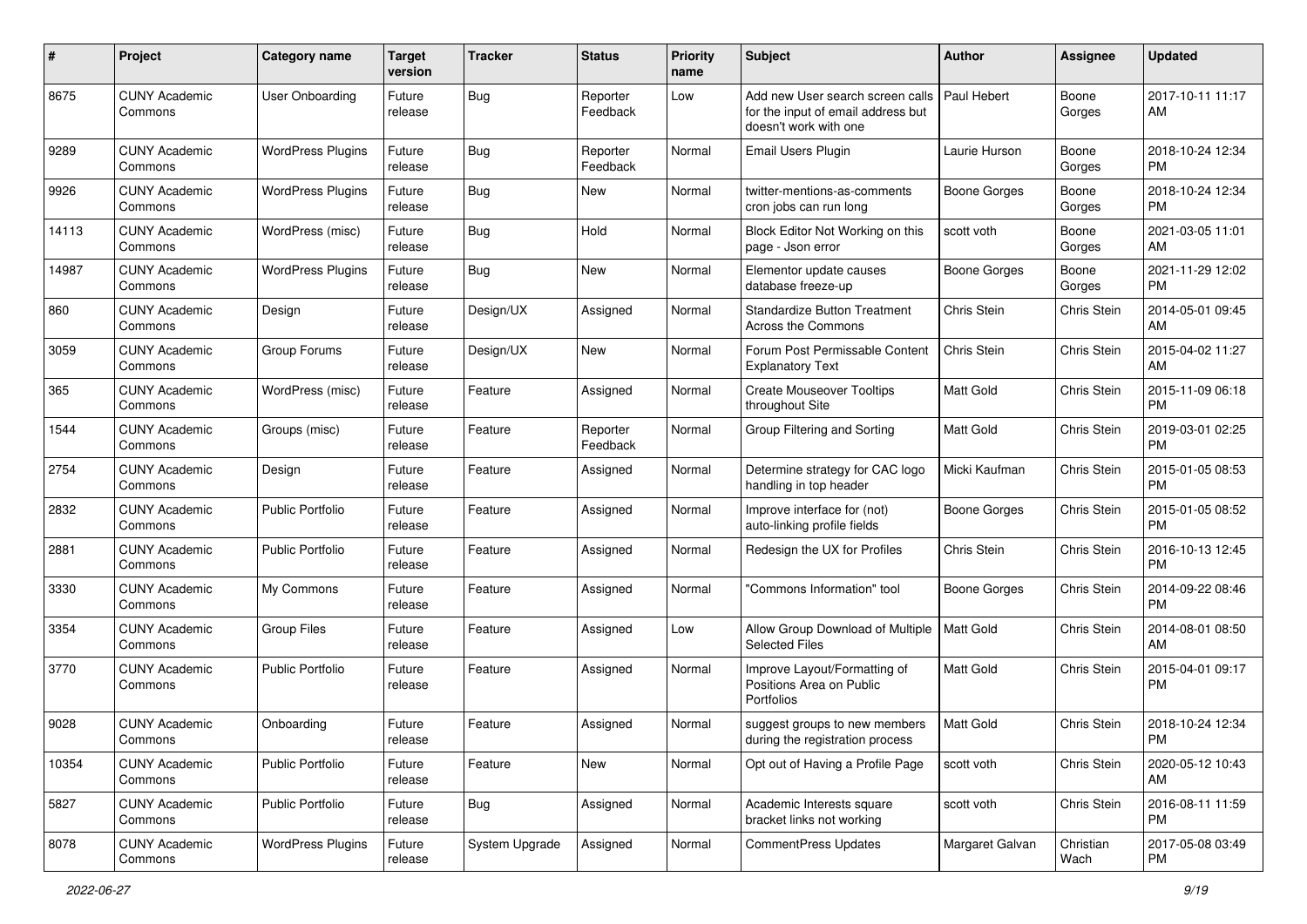| # | Project | Category name | Target version | Tracker | Status | Priority name | Subject | Author | Assignee | Updated |
|---|---|---|---|---|---|---|---|---|---|---|
| 8675 | CUNY Academic Commons | User Onboarding | Future release | Bug | Reporter Feedback | Low | Add new User search screen calls for the input of email address but doesn't work with one | Paul Hebert | Boone Gorges | 2017-10-11 11:17 AM |
| 9289 | CUNY Academic Commons | WordPress Plugins | Future release | Bug | Reporter Feedback | Normal | Email Users Plugin | Laurie Hurson | Boone Gorges | 2018-10-24 12:34 PM |
| 9926 | CUNY Academic Commons | WordPress Plugins | Future release | Bug | New | Normal | twitter-mentions-as-comments cron jobs can run long | Boone Gorges | Boone Gorges | 2018-10-24 12:34 PM |
| 14113 | CUNY Academic Commons | WordPress (misc) | Future release | Bug | Hold | Normal | Block Editor Not Working on this page - Json error | scott voth | Boone Gorges | 2021-03-05 11:01 AM |
| 14987 | CUNY Academic Commons | WordPress Plugins | Future release | Bug | New | Normal | Elementor update causes database freeze-up | Boone Gorges | Boone Gorges | 2021-11-29 12:02 PM |
| 860 | CUNY Academic Commons | Design | Future release | Design/UX | Assigned | Normal | Standardize Button Treatment Across the Commons | Chris Stein | Chris Stein | 2014-05-01 09:45 AM |
| 3059 | CUNY Academic Commons | Group Forums | Future release | Design/UX | New | Normal | Forum Post Permissable Content Explanatory Text | Chris Stein | Chris Stein | 2015-04-02 11:27 AM |
| 365 | CUNY Academic Commons | WordPress (misc) | Future release | Feature | Assigned | Normal | Create Mouseover Tooltips throughout Site | Matt Gold | Chris Stein | 2015-11-09 06:18 PM |
| 1544 | CUNY Academic Commons | Groups (misc) | Future release | Feature | Reporter Feedback | Normal | Group Filtering and Sorting | Matt Gold | Chris Stein | 2019-03-01 02:25 PM |
| 2754 | CUNY Academic Commons | Design | Future release | Feature | Assigned | Normal | Determine strategy for CAC logo handling in top header | Micki Kaufman | Chris Stein | 2015-01-05 08:53 PM |
| 2832 | CUNY Academic Commons | Public Portfolio | Future release | Feature | Assigned | Normal | Improve interface for (not) auto-linking profile fields | Boone Gorges | Chris Stein | 2015-01-05 08:52 PM |
| 2881 | CUNY Academic Commons | Public Portfolio | Future release | Feature | Assigned | Normal | Redesign the UX for Profiles | Chris Stein | Chris Stein | 2016-10-13 12:45 PM |
| 3330 | CUNY Academic Commons | My Commons | Future release | Feature | Assigned | Normal | "Commons Information" tool | Boone Gorges | Chris Stein | 2014-09-22 08:46 PM |
| 3354 | CUNY Academic Commons | Group Files | Future release | Feature | Assigned | Low | Allow Group Download of Multiple Selected Files | Matt Gold | Chris Stein | 2014-08-01 08:50 AM |
| 3770 | CUNY Academic Commons | Public Portfolio | Future release | Feature | Assigned | Normal | Improve Layout/Formatting of Positions Area on Public Portfolios | Matt Gold | Chris Stein | 2015-04-01 09:17 PM |
| 9028 | CUNY Academic Commons | Onboarding | Future release | Feature | Assigned | Normal | suggest groups to new members during the registration process | Matt Gold | Chris Stein | 2018-10-24 12:34 PM |
| 10354 | CUNY Academic Commons | Public Portfolio | Future release | Feature | New | Normal | Opt out of Having a Profile Page | scott voth | Chris Stein | 2020-05-12 10:43 AM |
| 5827 | CUNY Academic Commons | Public Portfolio | Future release | Bug | Assigned | Normal | Academic Interests square bracket links not working | scott voth | Chris Stein | 2016-08-11 11:59 PM |
| 8078 | CUNY Academic Commons | WordPress Plugins | Future release | System Upgrade | Assigned | Normal | CommentPress Updates | Margaret Galvan | Christian Wach | 2017-05-08 03:49 PM |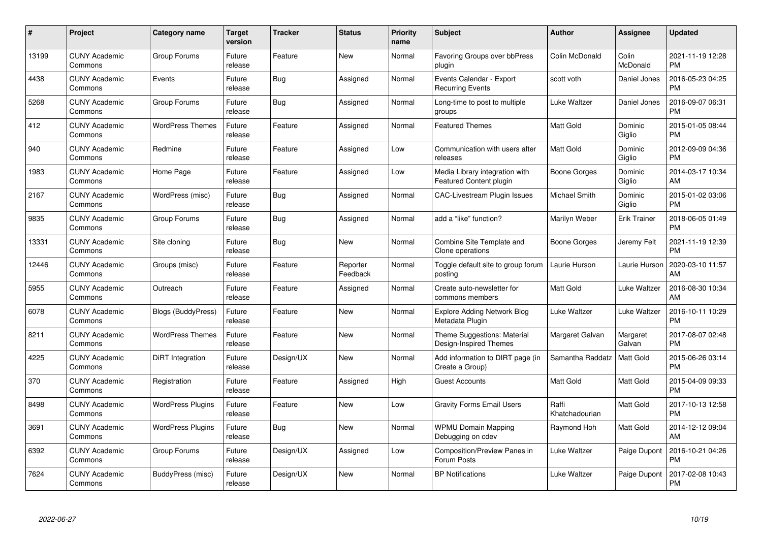| # | Project | Category name | Target version | Tracker | Status | Priority name | Subject | Author | Assignee | Updated |
|---|---|---|---|---|---|---|---|---|---|---|
| 13199 | CUNY Academic Commons | Group Forums | Future release | Feature | New | Normal | Favoring Groups over bbPress plugin | Colin McDonald | Colin McDonald | 2021-11-19 12:28 PM |
| 4438 | CUNY Academic Commons | Events | Future release | Bug | Assigned | Normal | Events Calendar - Export Recurring Events | scott voth | Daniel Jones | 2016-05-23 04:25 PM |
| 5268 | CUNY Academic Commons | Group Forums | Future release | Bug | Assigned | Normal | Long-time to post to multiple groups | Luke Waltzer | Daniel Jones | 2016-09-07 06:31 PM |
| 412 | CUNY Academic Commons | WordPress Themes | Future release | Feature | Assigned | Normal | Featured Themes | Matt Gold | Dominic Giglio | 2015-01-05 08:44 PM |
| 940 | CUNY Academic Commons | Redmine | Future release | Feature | Assigned | Low | Communication with users after releases | Matt Gold | Dominic Giglio | 2012-09-09 04:36 PM |
| 1983 | CUNY Academic Commons | Home Page | Future release | Feature | Assigned | Low | Media Library integration with Featured Content plugin | Boone Gorges | Dominic Giglio | 2014-03-17 10:34 AM |
| 2167 | CUNY Academic Commons | WordPress (misc) | Future release | Bug | Assigned | Normal | CAC-Livestream Plugin Issues | Michael Smith | Dominic Giglio | 2015-01-02 03:06 PM |
| 9835 | CUNY Academic Commons | Group Forums | Future release | Bug | Assigned | Normal | add a "like" function? | Marilyn Weber | Erik Trainer | 2018-06-05 01:49 PM |
| 13331 | CUNY Academic Commons | Site cloning | Future release | Bug | New | Normal | Combine Site Template and Clone operations | Boone Gorges | Jeremy Felt | 2021-11-19 12:39 PM |
| 12446 | CUNY Academic Commons | Groups (misc) | Future release | Feature | Reporter Feedback | Normal | Toggle default site to group forum posting | Laurie Hurson | Laurie Hurson | 2020-03-10 11:57 AM |
| 5955 | CUNY Academic Commons | Outreach | Future release | Feature | Assigned | Normal | Create auto-newsletter for commons members | Matt Gold | Luke Waltzer | 2016-08-30 10:34 AM |
| 6078 | CUNY Academic Commons | Blogs (BuddyPress) | Future release | Feature | New | Normal | Explore Adding Network Blog Metadata Plugin | Luke Waltzer | Luke Waltzer | 2016-10-11 10:29 PM |
| 8211 | CUNY Academic Commons | WordPress Themes | Future release | Feature | New | Normal | Theme Suggestions: Material Design-Inspired Themes | Margaret Galvan | Margaret Galvan | 2017-08-07 02:48 PM |
| 4225 | CUNY Academic Commons | DiRT Integration | Future release | Design/UX | New | Normal | Add information to DIRT page (in Create a Group) | Samantha Raddatz | Matt Gold | 2015-06-26 03:14 PM |
| 370 | CUNY Academic Commons | Registration | Future release | Feature | Assigned | High | Guest Accounts | Matt Gold | Matt Gold | 2015-04-09 09:33 PM |
| 8498 | CUNY Academic Commons | WordPress Plugins | Future release | Feature | New | Low | Gravity Forms Email Users | Raffi Khatchadourian | Matt Gold | 2017-10-13 12:58 PM |
| 3691 | CUNY Academic Commons | WordPress Plugins | Future release | Bug | New | Normal | WPMU Domain Mapping Debugging on cdev | Raymond Hoh | Matt Gold | 2014-12-12 09:04 AM |
| 6392 | CUNY Academic Commons | Group Forums | Future release | Design/UX | Assigned | Low | Composition/Preview Panes in Forum Posts | Luke Waltzer | Paige Dupont | 2016-10-21 04:26 PM |
| 7624 | CUNY Academic Commons | BuddyPress (misc) | Future release | Design/UX | New | Normal | BP Notifications | Luke Waltzer | Paige Dupont | 2017-02-08 10:43 PM |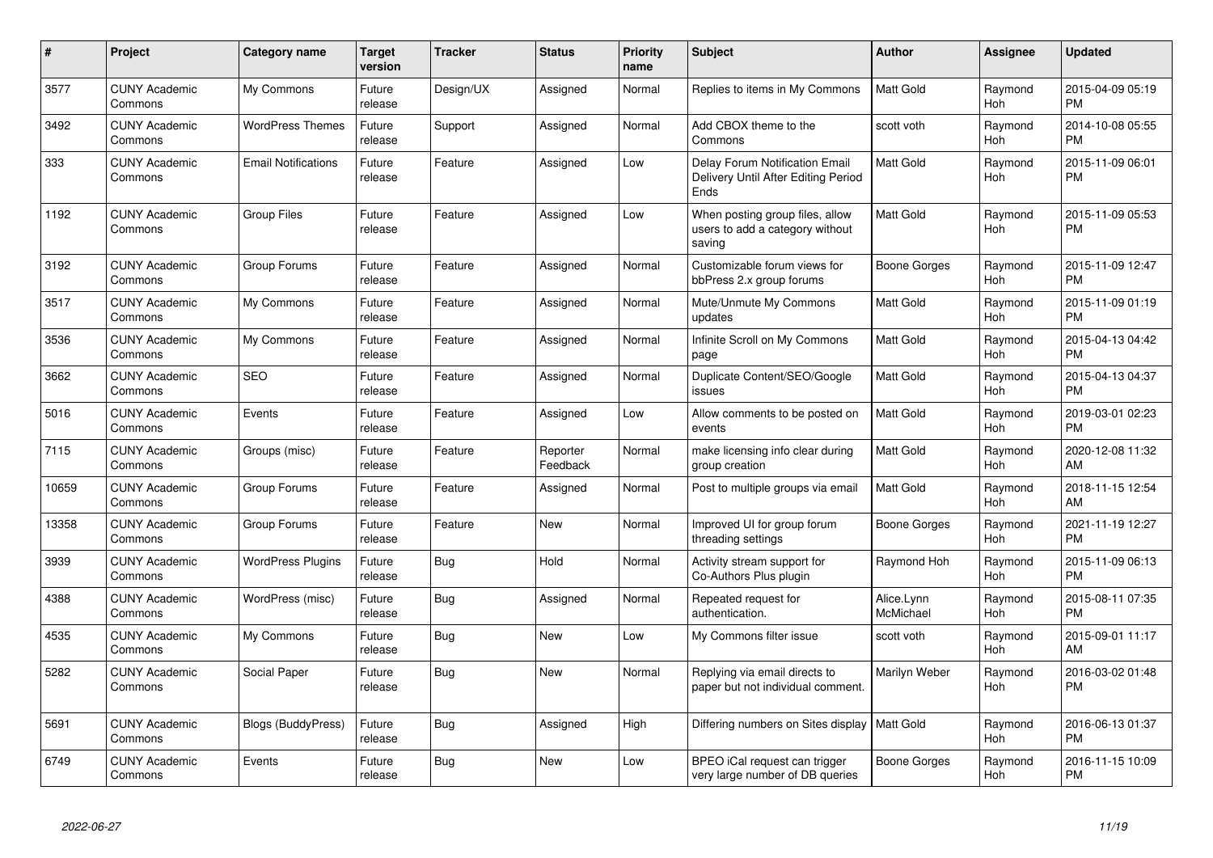| # | Project | Category name | Target version | Tracker | Status | Priority name | Subject | Author | Assignee | Updated |
|---|---|---|---|---|---|---|---|---|---|---|
| 3577 | CUNY Academic Commons | My Commons | Future release | Design/UX | Assigned | Normal | Replies to items in My Commons | Matt Gold | Raymond Hoh | 2015-04-09 05:19 PM |
| 3492 | CUNY Academic Commons | WordPress Themes | Future release | Support | Assigned | Normal | Add CBOX theme to the Commons | scott voth | Raymond Hoh | 2014-10-08 05:55 PM |
| 333 | CUNY Academic Commons | Email Notifications | Future release | Feature | Assigned | Low | Delay Forum Notification Email Delivery Until After Editing Period Ends | Matt Gold | Raymond Hoh | 2015-11-09 06:01 PM |
| 1192 | CUNY Academic Commons | Group Files | Future release | Feature | Assigned | Low | When posting group files, allow users to add a category without saving | Matt Gold | Raymond Hoh | 2015-11-09 05:53 PM |
| 3192 | CUNY Academic Commons | Group Forums | Future release | Feature | Assigned | Normal | Customizable forum views for bbPress 2.x group forums | Boone Gorges | Raymond Hoh | 2015-11-09 12:47 PM |
| 3517 | CUNY Academic Commons | My Commons | Future release | Feature | Assigned | Normal | Mute/Unmute My Commons updates | Matt Gold | Raymond Hoh | 2015-11-09 01:19 PM |
| 3536 | CUNY Academic Commons | My Commons | Future release | Feature | Assigned | Normal | Infinite Scroll on My Commons page | Matt Gold | Raymond Hoh | 2015-04-13 04:42 PM |
| 3662 | CUNY Academic Commons | SEO | Future release | Feature | Assigned | Normal | Duplicate Content/SEO/Google issues | Matt Gold | Raymond Hoh | 2015-04-13 04:37 PM |
| 5016 | CUNY Academic Commons | Events | Future release | Feature | Assigned | Low | Allow comments to be posted on events | Matt Gold | Raymond Hoh | 2019-03-01 02:23 PM |
| 7115 | CUNY Academic Commons | Groups (misc) | Future release | Feature | Reporter Feedback | Normal | make licensing info clear during group creation | Matt Gold | Raymond Hoh | 2020-12-08 11:32 AM |
| 10659 | CUNY Academic Commons | Group Forums | Future release | Feature | Assigned | Normal | Post to multiple groups via email | Matt Gold | Raymond Hoh | 2018-11-15 12:54 AM |
| 13358 | CUNY Academic Commons | Group Forums | Future release | Feature | New | Normal | Improved UI for group forum threading settings | Boone Gorges | Raymond Hoh | 2021-11-19 12:27 PM |
| 3939 | CUNY Academic Commons | WordPress Plugins | Future release | Bug | Hold | Normal | Activity stream support for Co-Authors Plus plugin | Raymond Hoh | Raymond Hoh | 2015-11-09 06:13 PM |
| 4388 | CUNY Academic Commons | WordPress (misc) | Future release | Bug | Assigned | Normal | Repeated request for authentication. | Alice.Lynn McMichael | Raymond Hoh | 2015-08-11 07:35 PM |
| 4535 | CUNY Academic Commons | My Commons | Future release | Bug | New | Low | My Commons filter issue | scott voth | Raymond Hoh | 2015-09-01 11:17 AM |
| 5282 | CUNY Academic Commons | Social Paper | Future release | Bug | New | Normal | Replying via email directs to paper but not individual comment. | Marilyn Weber | Raymond Hoh | 2016-03-02 01:48 PM |
| 5691 | CUNY Academic Commons | Blogs (BuddyPress) | Future release | Bug | Assigned | High | Differing numbers on Sites display | Matt Gold | Raymond Hoh | 2016-06-13 01:37 PM |
| 6749 | CUNY Academic Commons | Events | Future release | Bug | New | Low | BPEO iCal request can trigger very large number of DB queries | Boone Gorges | Raymond Hoh | 2016-11-15 10:09 PM |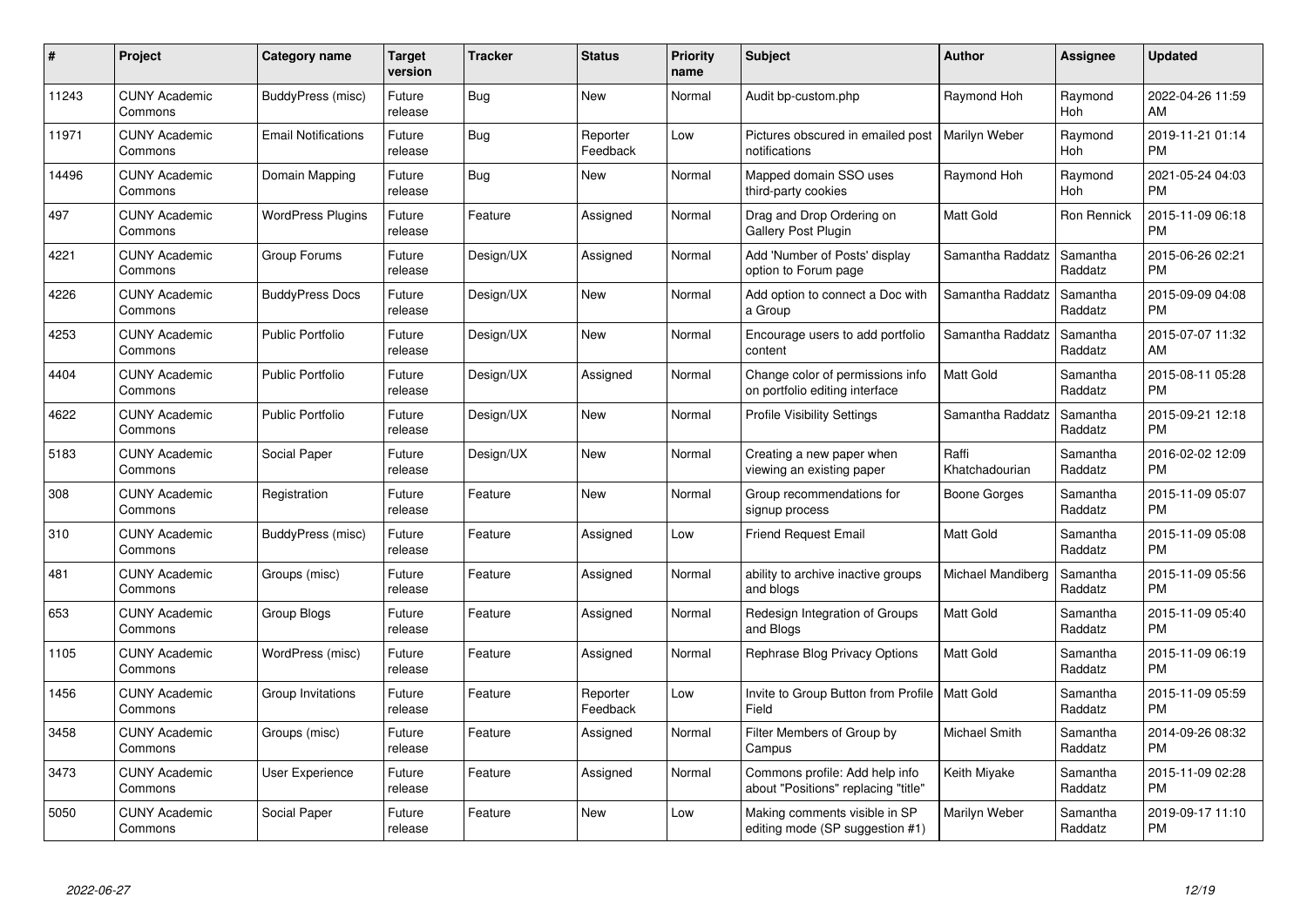| # | Project | Category name | Target version | Tracker | Status | Priority name | Subject | Author | Assignee | Updated |
|---|---|---|---|---|---|---|---|---|---|---|
| 11243 | CUNY Academic Commons | BuddyPress (misc) | Future release | Bug | New | Normal | Audit bp-custom.php | Raymond Hoh | Raymond Hoh | 2022-04-26 11:59 AM |
| 11971 | CUNY Academic Commons | Email Notifications | Future release | Bug | Reporter Feedback | Low | Pictures obscured in emailed post notifications | Marilyn Weber | Raymond Hoh | 2019-11-21 01:14 PM |
| 14496 | CUNY Academic Commons | Domain Mapping | Future release | Bug | New | Normal | Mapped domain SSO uses third-party cookies | Raymond Hoh | Raymond Hoh | 2021-05-24 04:03 PM |
| 497 | CUNY Academic Commons | WordPress Plugins | Future release | Feature | Assigned | Normal | Drag and Drop Ordering on Gallery Post Plugin | Matt Gold | Ron Rennick | 2015-11-09 06:18 PM |
| 4221 | CUNY Academic Commons | Group Forums | Future release | Design/UX | Assigned | Normal | Add 'Number of Posts' display option to Forum page | Samantha Raddatz | Samantha Raddatz | 2015-06-26 02:21 PM |
| 4226 | CUNY Academic Commons | BuddyPress Docs | Future release | Design/UX | New | Normal | Add option to connect a Doc with a Group | Samantha Raddatz | Samantha Raddatz | 2015-09-09 04:08 PM |
| 4253 | CUNY Academic Commons | Public Portfolio | Future release | Design/UX | New | Normal | Encourage users to add portfolio content | Samantha Raddatz | Samantha Raddatz | 2015-07-07 11:32 AM |
| 4404 | CUNY Academic Commons | Public Portfolio | Future release | Design/UX | Assigned | Normal | Change color of permissions info on portfolio editing interface | Matt Gold | Samantha Raddatz | 2015-08-11 05:28 PM |
| 4622 | CUNY Academic Commons | Public Portfolio | Future release | Design/UX | New | Normal | Profile Visibility Settings | Samantha Raddatz | Samantha Raddatz | 2015-09-21 12:18 PM |
| 5183 | CUNY Academic Commons | Social Paper | Future release | Design/UX | New | Normal | Creating a new paper when viewing an existing paper | Raffi Khatchadourian | Samantha Raddatz | 2016-02-02 12:09 PM |
| 308 | CUNY Academic Commons | Registration | Future release | Feature | New | Normal | Group recommendations for signup process | Boone Gorges | Samantha Raddatz | 2015-11-09 05:07 PM |
| 310 | CUNY Academic Commons | BuddyPress (misc) | Future release | Feature | Assigned | Low | Friend Request Email | Matt Gold | Samantha Raddatz | 2015-11-09 05:08 PM |
| 481 | CUNY Academic Commons | Groups (misc) | Future release | Feature | Assigned | Normal | ability to archive inactive groups and blogs | Michael Mandiberg | Samantha Raddatz | 2015-11-09 05:56 PM |
| 653 | CUNY Academic Commons | Group Blogs | Future release | Feature | Assigned | Normal | Redesign Integration of Groups and Blogs | Matt Gold | Samantha Raddatz | 2015-11-09 05:40 PM |
| 1105 | CUNY Academic Commons | WordPress (misc) | Future release | Feature | Assigned | Normal | Rephrase Blog Privacy Options | Matt Gold | Samantha Raddatz | 2015-11-09 06:19 PM |
| 1456 | CUNY Academic Commons | Group Invitations | Future release | Feature | Reporter Feedback | Low | Invite to Group Button from Profile Field | Matt Gold | Samantha Raddatz | 2015-11-09 05:59 PM |
| 3458 | CUNY Academic Commons | Groups (misc) | Future release | Feature | Assigned | Normal | Filter Members of Group by Campus | Michael Smith | Samantha Raddatz | 2014-09-26 08:32 PM |
| 3473 | CUNY Academic Commons | User Experience | Future release | Feature | Assigned | Normal | Commons profile: Add help info about "Positions" replacing "title" | Keith Miyake | Samantha Raddatz | 2015-11-09 02:28 PM |
| 5050 | CUNY Academic Commons | Social Paper | Future release | Feature | New | Low | Making comments visible in SP editing mode (SP suggestion #1) | Marilyn Weber | Samantha Raddatz | 2019-09-17 11:10 PM |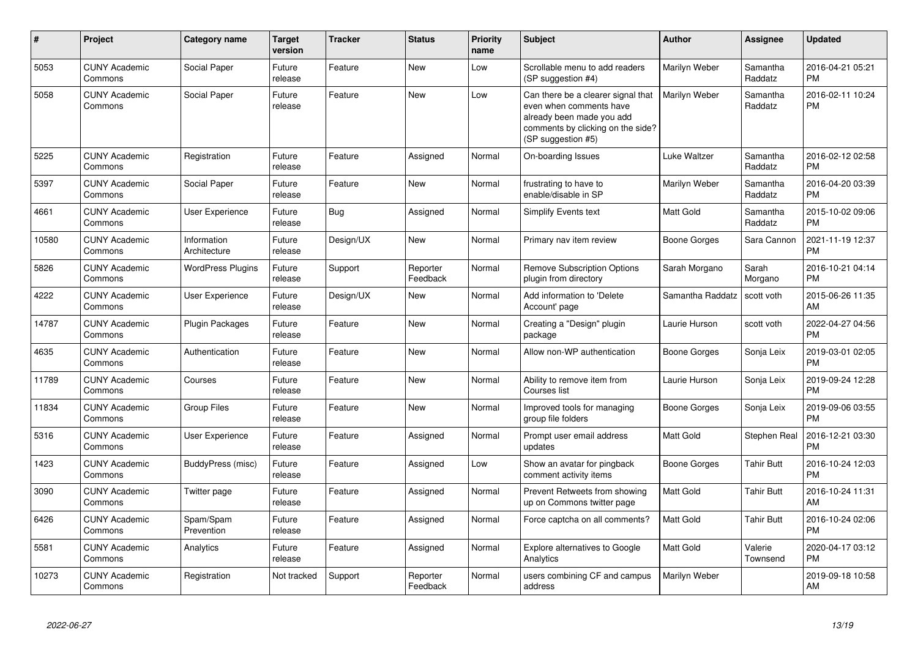| # | Project | Category name | Target version | Tracker | Status | Priority name | Subject | Author | Assignee | Updated |
|---|---|---|---|---|---|---|---|---|---|---|
| 5053 | CUNY Academic Commons | Social Paper | Future release | Feature | New | Low | Scrollable menu to add readers (SP suggestion #4) | Marilyn Weber | Samantha Raddatz | 2016-04-21 05:21 PM |
| 5058 | CUNY Academic Commons | Social Paper | Future release | Feature | New | Low | Can there be a clearer signal that even when comments have already been made you add comments by clicking on the side? (SP suggestion #5) | Marilyn Weber | Samantha Raddatz | 2016-02-11 10:24 PM |
| 5225 | CUNY Academic Commons | Registration | Future release | Feature | Assigned | Normal | On-boarding Issues | Luke Waltzer | Samantha Raddatz | 2016-02-12 02:58 PM |
| 5397 | CUNY Academic Commons | Social Paper | Future release | Feature | New | Normal | frustrating to have to enable/disable in SP | Marilyn Weber | Samantha Raddatz | 2016-04-20 03:39 PM |
| 4661 | CUNY Academic Commons | User Experience | Future release | Bug | Assigned | Normal | Simplify Events text | Matt Gold | Samantha Raddatz | 2015-10-02 09:06 PM |
| 10580 | CUNY Academic Commons | Information Architecture | Future release | Design/UX | New | Normal | Primary nav item review | Boone Gorges | Sara Cannon | 2021-11-19 12:37 PM |
| 5826 | CUNY Academic Commons | WordPress Plugins | Future release | Support | Reporter Feedback | Normal | Remove Subscription Options plugin from directory | Sarah Morgano | Sarah Morgano | 2016-10-21 04:14 PM |
| 4222 | CUNY Academic Commons | User Experience | Future release | Design/UX | New | Normal | Add information to 'Delete Account' page | Samantha Raddatz | scott voth | 2015-06-26 11:35 AM |
| 14787 | CUNY Academic Commons | Plugin Packages | Future release | Feature | New | Normal | Creating a "Design" plugin package | Laurie Hurson | scott voth | 2022-04-27 04:56 PM |
| 4635 | CUNY Academic Commons | Authentication | Future release | Feature | New | Normal | Allow non-WP authentication | Boone Gorges | Sonja Leix | 2019-03-01 02:05 PM |
| 11789 | CUNY Academic Commons | Courses | Future release | Feature | New | Normal | Ability to remove item from Courses list | Laurie Hurson | Sonja Leix | 2019-09-24 12:28 PM |
| 11834 | CUNY Academic Commons | Group Files | Future release | Feature | New | Normal | Improved tools for managing group file folders | Boone Gorges | Sonja Leix | 2019-09-06 03:55 PM |
| 5316 | CUNY Academic Commons | User Experience | Future release | Feature | Assigned | Normal | Prompt user email address updates | Matt Gold | Stephen Real | 2016-12-21 03:30 PM |
| 1423 | CUNY Academic Commons | BuddyPress (misc) | Future release | Feature | Assigned | Low | Show an avatar for pingback comment activity items | Boone Gorges | Tahir Butt | 2016-10-24 12:03 PM |
| 3090 | CUNY Academic Commons | Twitter page | Future release | Feature | Assigned | Normal | Prevent Retweets from showing up on Commons twitter page | Matt Gold | Tahir Butt | 2016-10-24 11:31 AM |
| 6426 | CUNY Academic Commons | Spam/Spam Prevention | Future release | Feature | Assigned | Normal | Force captcha on all comments? | Matt Gold | Tahir Butt | 2016-10-24 02:06 PM |
| 5581 | CUNY Academic Commons | Analytics | Future release | Feature | Assigned | Normal | Explore alternatives to Google Analytics | Matt Gold | Valerie Townsend | 2020-04-17 03:12 PM |
| 10273 | CUNY Academic Commons | Registration | Not tracked | Support | Reporter Feedback | Normal | users combining CF and campus address | Marilyn Weber | | 2019-09-18 10:58 AM |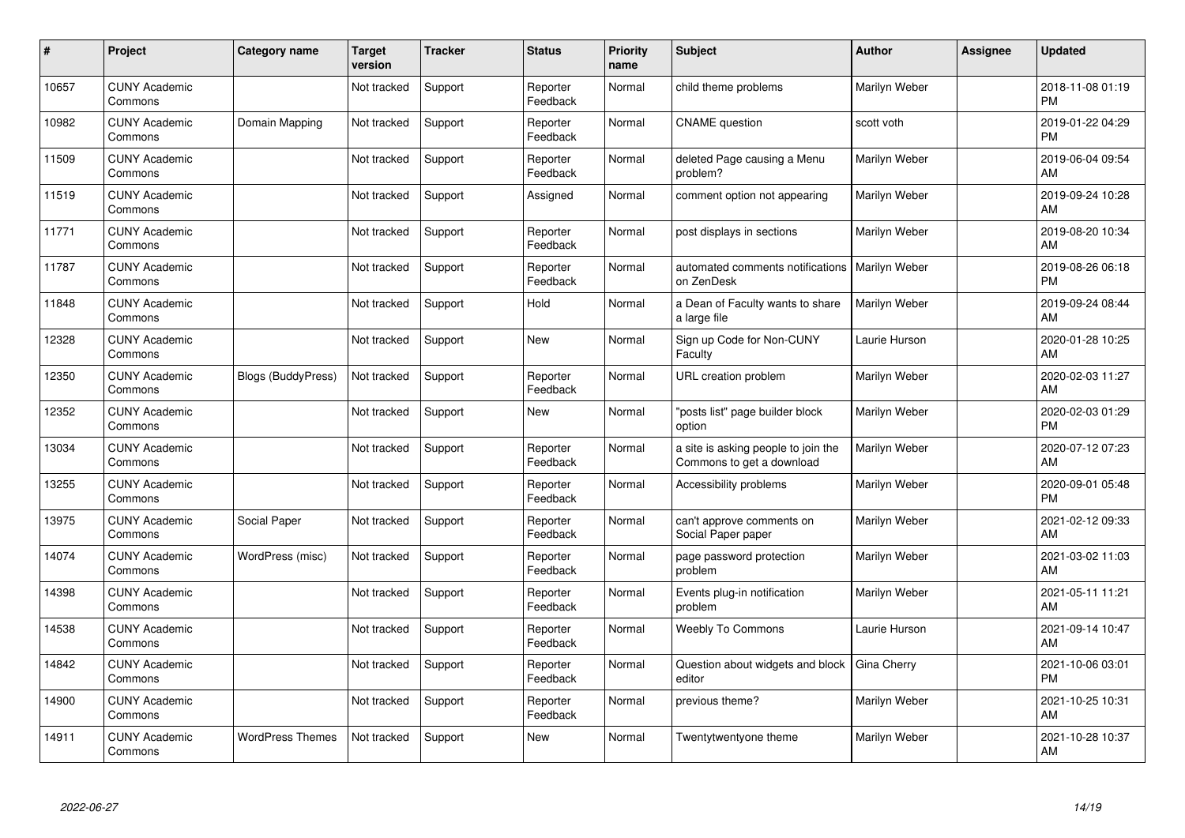| # | Project | Category name | Target version | Tracker | Status | Priority name | Subject | Author | Assignee | Updated |
|---|---|---|---|---|---|---|---|---|---|---|
| 10657 | CUNY Academic Commons | | Not tracked | Support | Reporter Feedback | Normal | child theme problems | Marilyn Weber | | 2018-11-08 01:19 PM |
| 10982 | CUNY Academic Commons | Domain Mapping | Not tracked | Support | Reporter Feedback | Normal | CNAME question | scott voth | | 2019-01-22 04:29 PM |
| 11509 | CUNY Academic Commons | | Not tracked | Support | Reporter Feedback | Normal | deleted Page causing a Menu problem? | Marilyn Weber | | 2019-06-04 09:54 AM |
| 11519 | CUNY Academic Commons | | Not tracked | Support | Assigned | Normal | comment option not appearing | Marilyn Weber | | 2019-09-24 10:28 AM |
| 11771 | CUNY Academic Commons | | Not tracked | Support | Reporter Feedback | Normal | post displays in sections | Marilyn Weber | | 2019-08-20 10:34 AM |
| 11787 | CUNY Academic Commons | | Not tracked | Support | Reporter Feedback | Normal | automated comments notifications on ZenDesk | Marilyn Weber | | 2019-08-26 06:18 PM |
| 11848 | CUNY Academic Commons | | Not tracked | Support | Hold | Normal | a Dean of Faculty wants to share a large file | Marilyn Weber | | 2019-09-24 08:44 AM |
| 12328 | CUNY Academic Commons | | Not tracked | Support | New | Normal | Sign up Code for Non-CUNY Faculty | Laurie Hurson | | 2020-01-28 10:25 AM |
| 12350 | CUNY Academic Commons | Blogs (BuddyPress) | Not tracked | Support | Reporter Feedback | Normal | URL creation problem | Marilyn Weber | | 2020-02-03 11:27 AM |
| 12352 | CUNY Academic Commons | | Not tracked | Support | New | Normal | "posts list" page builder block option | Marilyn Weber | | 2020-02-03 01:29 PM |
| 13034 | CUNY Academic Commons | | Not tracked | Support | Reporter Feedback | Normal | a site is asking people to join the Commons to get a download | Marilyn Weber | | 2020-07-12 07:23 AM |
| 13255 | CUNY Academic Commons | | Not tracked | Support | Reporter Feedback | Normal | Accessibility problems | Marilyn Weber | | 2020-09-01 05:48 PM |
| 13975 | CUNY Academic Commons | Social Paper | Not tracked | Support | Reporter Feedback | Normal | can't approve comments on Social Paper paper | Marilyn Weber | | 2021-02-12 09:33 AM |
| 14074 | CUNY Academic Commons | WordPress (misc) | Not tracked | Support | Reporter Feedback | Normal | page password protection problem | Marilyn Weber | | 2021-03-02 11:03 AM |
| 14398 | CUNY Academic Commons | | Not tracked | Support | Reporter Feedback | Normal | Events plug-in notification problem | Marilyn Weber | | 2021-05-11 11:21 AM |
| 14538 | CUNY Academic Commons | | Not tracked | Support | Reporter Feedback | Normal | Weebly To Commons | Laurie Hurson | | 2021-09-14 10:47 AM |
| 14842 | CUNY Academic Commons | | Not tracked | Support | Reporter Feedback | Normal | Question about widgets and block editor | Gina Cherry | | 2021-10-06 03:01 PM |
| 14900 | CUNY Academic Commons | | Not tracked | Support | Reporter Feedback | Normal | previous theme? | Marilyn Weber | | 2021-10-25 10:31 AM |
| 14911 | CUNY Academic Commons | WordPress Themes | Not tracked | Support | New | Normal | Twentytwentyone theme | Marilyn Weber | | 2021-10-28 10:37 AM |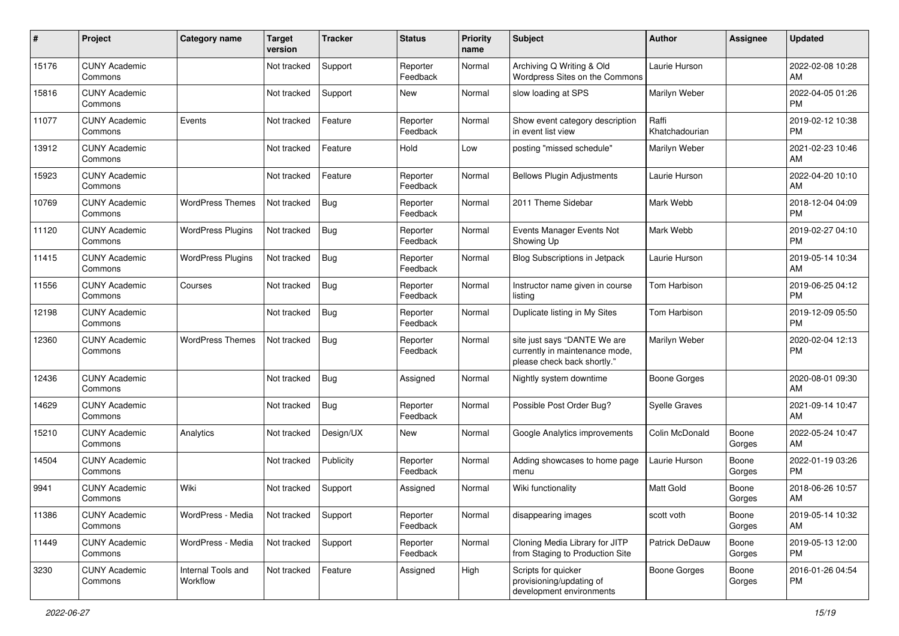| # | Project | Category name | Target version | Tracker | Status | Priority name | Subject | Author | Assignee | Updated |
|---|---|---|---|---|---|---|---|---|---|---|
| 15176 | CUNY Academic Commons | | Not tracked | Support | Reporter Feedback | Normal | Archiving Q Writing & Old Wordpress Sites on the Commons | Laurie Hurson | | 2022-02-08 10:28 AM |
| 15816 | CUNY Academic Commons | | Not tracked | Support | New | Normal | slow loading at SPS | Marilyn Weber | | 2022-04-05 01:26 PM |
| 11077 | CUNY Academic Commons | Events | Not tracked | Feature | Reporter Feedback | Normal | Show event category description in event list view | Raffi Khatchadourian | | 2019-02-12 10:38 PM |
| 13912 | CUNY Academic Commons | | Not tracked | Feature | Hold | Low | posting "missed schedule" | Marilyn Weber | | 2021-02-23 10:46 AM |
| 15923 | CUNY Academic Commons | | Not tracked | Feature | Reporter Feedback | Normal | Bellows Plugin Adjustments | Laurie Hurson | | 2022-04-20 10:10 AM |
| 10769 | CUNY Academic Commons | WordPress Themes | Not tracked | Bug | Reporter Feedback | Normal | 2011 Theme Sidebar | Mark Webb | | 2018-12-04 04:09 PM |
| 11120 | CUNY Academic Commons | WordPress Plugins | Not tracked | Bug | Reporter Feedback | Normal | Events Manager Events Not Showing Up | Mark Webb | | 2019-02-27 04:10 PM |
| 11415 | CUNY Academic Commons | WordPress Plugins | Not tracked | Bug | Reporter Feedback | Normal | Blog Subscriptions in Jetpack | Laurie Hurson | | 2019-05-14 10:34 AM |
| 11556 | CUNY Academic Commons | Courses | Not tracked | Bug | Reporter Feedback | Normal | Instructor name given in course listing | Tom Harbison | | 2019-06-25 04:12 PM |
| 12198 | CUNY Academic Commons | | Not tracked | Bug | Reporter Feedback | Normal | Duplicate listing in My Sites | Tom Harbison | | 2019-12-09 05:50 PM |
| 12360 | CUNY Academic Commons | WordPress Themes | Not tracked | Bug | Reporter Feedback | Normal | site just says "DANTE We are currently in maintenance mode, please check back shortly." | Marilyn Weber | | 2020-02-04 12:13 PM |
| 12436 | CUNY Academic Commons | | Not tracked | Bug | Assigned | Normal | Nightly system downtime | Boone Gorges | | 2020-08-01 09:30 AM |
| 14629 | CUNY Academic Commons | | Not tracked | Bug | Reporter Feedback | Normal | Possible Post Order Bug? | Syelle Graves | | 2021-09-14 10:47 AM |
| 15210 | CUNY Academic Commons | Analytics | Not tracked | Design/UX | New | Normal | Google Analytics improvements | Colin McDonald | Boone Gorges | 2022-05-24 10:47 AM |
| 14504 | CUNY Academic Commons | | Not tracked | Publicity | Reporter Feedback | Normal | Adding showcases to home page menu | Laurie Hurson | Boone Gorges | 2022-01-19 03:26 PM |
| 9941 | CUNY Academic Commons | Wiki | Not tracked | Support | Assigned | Normal | Wiki functionality | Matt Gold | Boone Gorges | 2018-06-26 10:57 AM |
| 11386 | CUNY Academic Commons | WordPress - Media | Not tracked | Support | Reporter Feedback | Normal | disappearing images | scott voth | Boone Gorges | 2019-05-14 10:32 AM |
| 11449 | CUNY Academic Commons | WordPress - Media | Not tracked | Support | Reporter Feedback | Normal | Cloning Media Library for JITP from Staging to Production Site | Patrick DeDauw | Boone Gorges | 2019-05-13 12:00 PM |
| 3230 | CUNY Academic Commons | Internal Tools and Workflow | Not tracked | Feature | Assigned | High | Scripts for quicker provisioning/updating of development environments | Boone Gorges | Boone Gorges | 2016-01-26 04:54 PM |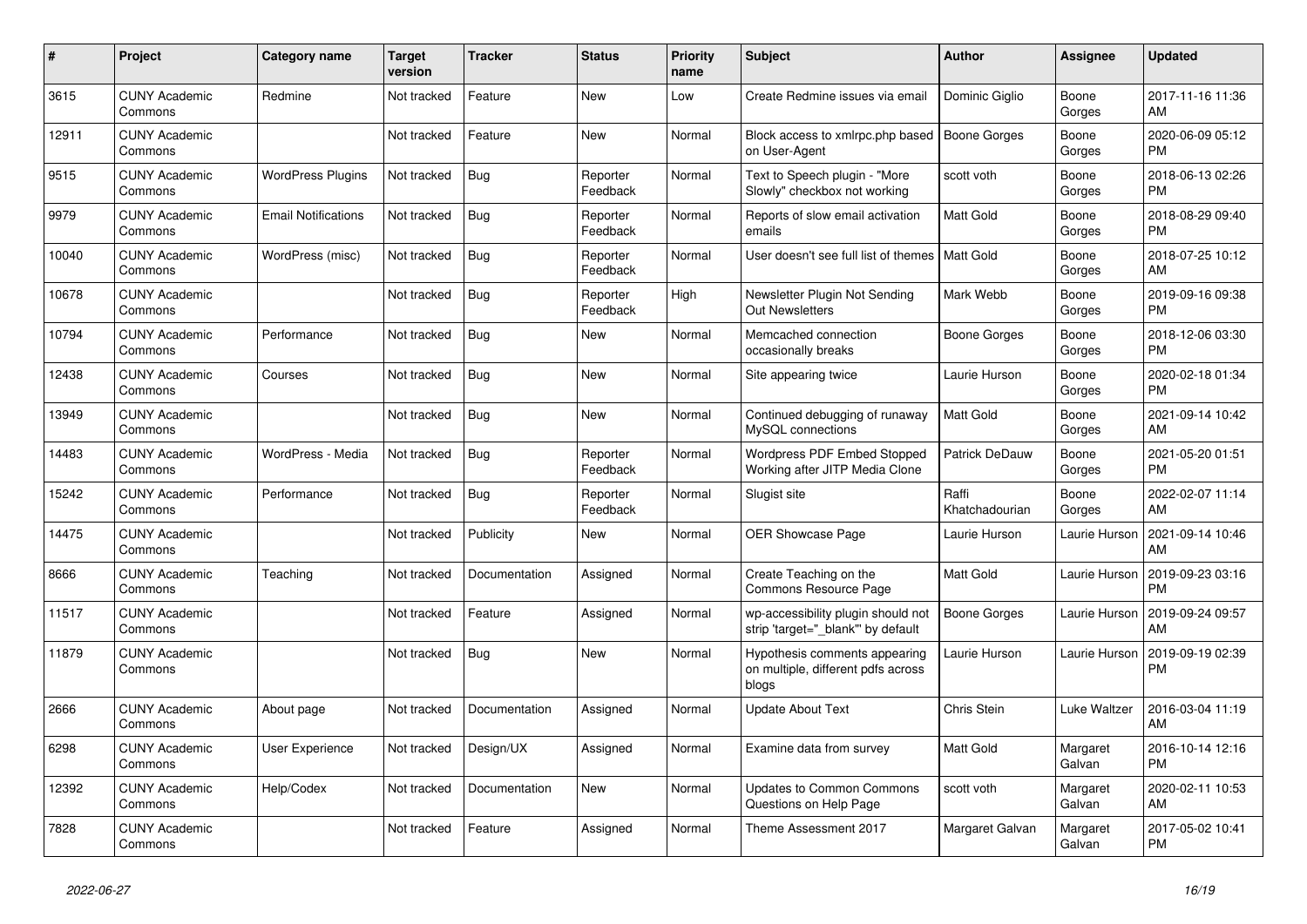| # | Project | Category name | Target version | Tracker | Status | Priority name | Subject | Author | Assignee | Updated |
|---|---|---|---|---|---|---|---|---|---|---|
| 3615 | CUNY Academic Commons | Redmine | Not tracked | Feature | New | Low | Create Redmine issues via email | Dominic Giglio | Boone Gorges | 2017-11-16 11:36 AM |
| 12911 | CUNY Academic Commons | | Not tracked | Feature | New | Normal | Block access to xmlrpc.php based on User-Agent | Boone Gorges | Boone Gorges | 2020-06-09 05:12 PM |
| 9515 | CUNY Academic Commons | WordPress Plugins | Not tracked | Bug | Reporter Feedback | Normal | Text to Speech plugin - "More Slowly" checkbox not working | scott voth | Boone Gorges | 2018-06-13 02:26 PM |
| 9979 | CUNY Academic Commons | Email Notifications | Not tracked | Bug | Reporter Feedback | Normal | Reports of slow email activation emails | Matt Gold | Boone Gorges | 2018-08-29 09:40 PM |
| 10040 | CUNY Academic Commons | WordPress (misc) | Not tracked | Bug | Reporter Feedback | Normal | User doesn't see full list of themes | Matt Gold | Boone Gorges | 2018-07-25 10:12 AM |
| 10678 | CUNY Academic Commons | | Not tracked | Bug | Reporter Feedback | High | Newsletter Plugin Not Sending Out Newsletters | Mark Webb | Boone Gorges | 2019-09-16 09:38 PM |
| 10794 | CUNY Academic Commons | Performance | Not tracked | Bug | New | Normal | Memcached connection occasionally breaks | Boone Gorges | Boone Gorges | 2018-12-06 03:30 PM |
| 12438 | CUNY Academic Commons | Courses | Not tracked | Bug | New | Normal | Site appearing twice | Laurie Hurson | Boone Gorges | 2020-02-18 01:34 PM |
| 13949 | CUNY Academic Commons | | Not tracked | Bug | New | Normal | Continued debugging of runaway MySQL connections | Matt Gold | Boone Gorges | 2021-09-14 10:42 AM |
| 14483 | CUNY Academic Commons | WordPress - Media | Not tracked | Bug | Reporter Feedback | Normal | Wordpress PDF Embed Stopped Working after JITP Media Clone | Patrick DeDauw | Boone Gorges | 2021-05-20 01:51 PM |
| 15242 | CUNY Academic Commons | Performance | Not tracked | Bug | Reporter Feedback | Normal | Slugist site | Raffi Khatchadourian | Boone Gorges | 2022-02-07 11:14 AM |
| 14475 | CUNY Academic Commons | | Not tracked | Publicity | New | Normal | OER Showcase Page | Laurie Hurson | Laurie Hurson | 2021-09-14 10:46 AM |
| 8666 | CUNY Academic Commons | Teaching | Not tracked | Documentation | Assigned | Normal | Create Teaching on the Commons Resource Page | Matt Gold | Laurie Hurson | 2019-09-23 03:16 PM |
| 11517 | CUNY Academic Commons | | Not tracked | Feature | Assigned | Normal | wp-accessibility plugin should not strip 'target="_blank"' by default | Boone Gorges | Laurie Hurson | 2019-09-24 09:57 AM |
| 11879 | CUNY Academic Commons | | Not tracked | Bug | New | Normal | Hypothesis comments appearing on multiple, different pdfs across blogs | Laurie Hurson | Laurie Hurson | 2019-09-19 02:39 PM |
| 2666 | CUNY Academic Commons | About page | Not tracked | Documentation | Assigned | Normal | Update About Text | Chris Stein | Luke Waltzer | 2016-03-04 11:19 AM |
| 6298 | CUNY Academic Commons | User Experience | Not tracked | Design/UX | Assigned | Normal | Examine data from survey | Matt Gold | Margaret Galvan | 2016-10-14 12:16 PM |
| 12392 | CUNY Academic Commons | Help/Codex | Not tracked | Documentation | New | Normal | Updates to Common Commons Questions on Help Page | scott voth | Margaret Galvan | 2020-02-11 10:53 AM |
| 7828 | CUNY Academic Commons | | Not tracked | Feature | Assigned | Normal | Theme Assessment 2017 | Margaret Galvan | Margaret Galvan | 2017-05-02 10:41 PM |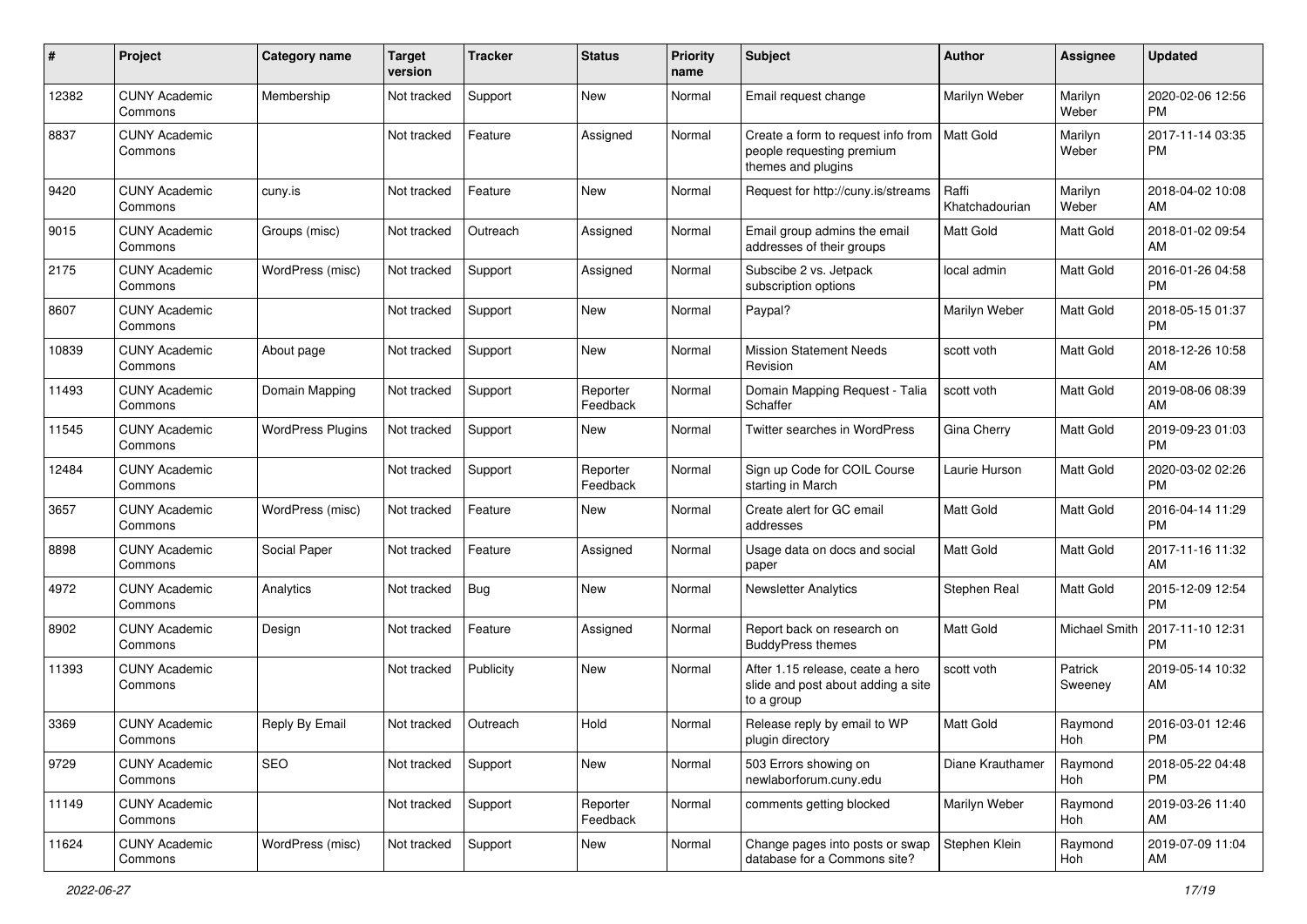| # | Project | Category name | Target version | Tracker | Status | Priority name | Subject | Author | Assignee | Updated |
|---|---|---|---|---|---|---|---|---|---|---|
| 12382 | CUNY Academic Commons | Membership | Not tracked | Support | New | Normal | Email request change | Marilyn Weber | Marilyn Weber | 2020-02-06 12:56 PM |
| 8837 | CUNY Academic Commons | | Not tracked | Feature | Assigned | Normal | Create a form to request info from people requesting premium themes and plugins | Matt Gold | Marilyn Weber | 2017-11-14 03:35 PM |
| 9420 | CUNY Academic Commons | cuny.is | Not tracked | Feature | New | Normal | Request for http://cuny.is/streams | Raffi Khatchadourian | Marilyn Weber | 2018-04-02 10:08 AM |
| 9015 | CUNY Academic Commons | Groups (misc) | Not tracked | Outreach | Assigned | Normal | Email group admins the email addresses of their groups | Matt Gold | Matt Gold | 2018-01-02 09:54 AM |
| 2175 | CUNY Academic Commons | WordPress (misc) | Not tracked | Support | Assigned | Normal | Subscibe 2 vs. Jetpack subscription options | local admin | Matt Gold | 2016-01-26 04:58 PM |
| 8607 | CUNY Academic Commons | | Not tracked | Support | New | Normal | Paypal? | Marilyn Weber | Matt Gold | 2018-05-15 01:37 PM |
| 10839 | CUNY Academic Commons | About page | Not tracked | Support | New | Normal | Mission Statement Needs Revision | scott voth | Matt Gold | 2018-12-26 10:58 AM |
| 11493 | CUNY Academic Commons | Domain Mapping | Not tracked | Support | Reporter Feedback | Normal | Domain Mapping Request - Talia Schaffer | scott voth | Matt Gold | 2019-08-06 08:39 AM |
| 11545 | CUNY Academic Commons | WordPress Plugins | Not tracked | Support | New | Normal | Twitter searches in WordPress | Gina Cherry | Matt Gold | 2019-09-23 01:03 PM |
| 12484 | CUNY Academic Commons | | Not tracked | Support | Reporter Feedback | Normal | Sign up Code for COIL Course starting in March | Laurie Hurson | Matt Gold | 2020-03-02 02:26 PM |
| 3657 | CUNY Academic Commons | WordPress (misc) | Not tracked | Feature | New | Normal | Create alert for GC email addresses | Matt Gold | Matt Gold | 2016-04-14 11:29 PM |
| 8898 | CUNY Academic Commons | Social Paper | Not tracked | Feature | Assigned | Normal | Usage data on docs and social paper | Matt Gold | Matt Gold | 2017-11-16 11:32 AM |
| 4972 | CUNY Academic Commons | Analytics | Not tracked | Bug | New | Normal | Newsletter Analytics | Stephen Real | Matt Gold | 2015-12-09 12:54 PM |
| 8902 | CUNY Academic Commons | Design | Not tracked | Feature | Assigned | Normal | Report back on research on BuddyPress themes | Matt Gold | Michael Smith | 2017-11-10 12:31 PM |
| 11393 | CUNY Academic Commons | | Not tracked | Publicity | New | Normal | After 1.15 release, ceate a hero slide and post about adding a site to a group | scott voth | Patrick Sweeney | 2019-05-14 10:32 AM |
| 3369 | CUNY Academic Commons | Reply By Email | Not tracked | Outreach | Hold | Normal | Release reply by email to WP plugin directory | Matt Gold | Raymond Hoh | 2016-03-01 12:46 PM |
| 9729 | CUNY Academic Commons | SEO | Not tracked | Support | New | Normal | 503 Errors showing on newlaborforum.cuny.edu | Diane Krauthamer | Raymond Hoh | 2018-05-22 04:48 PM |
| 11149 | CUNY Academic Commons | | Not tracked | Support | Reporter Feedback | Normal | comments getting blocked | Marilyn Weber | Raymond Hoh | 2019-03-26 11:40 AM |
| 11624 | CUNY Academic Commons | WordPress (misc) | Not tracked | Support | New | Normal | Change pages into posts or swap database for a Commons site? | Stephen Klein | Raymond Hoh | 2019-07-09 11:04 AM |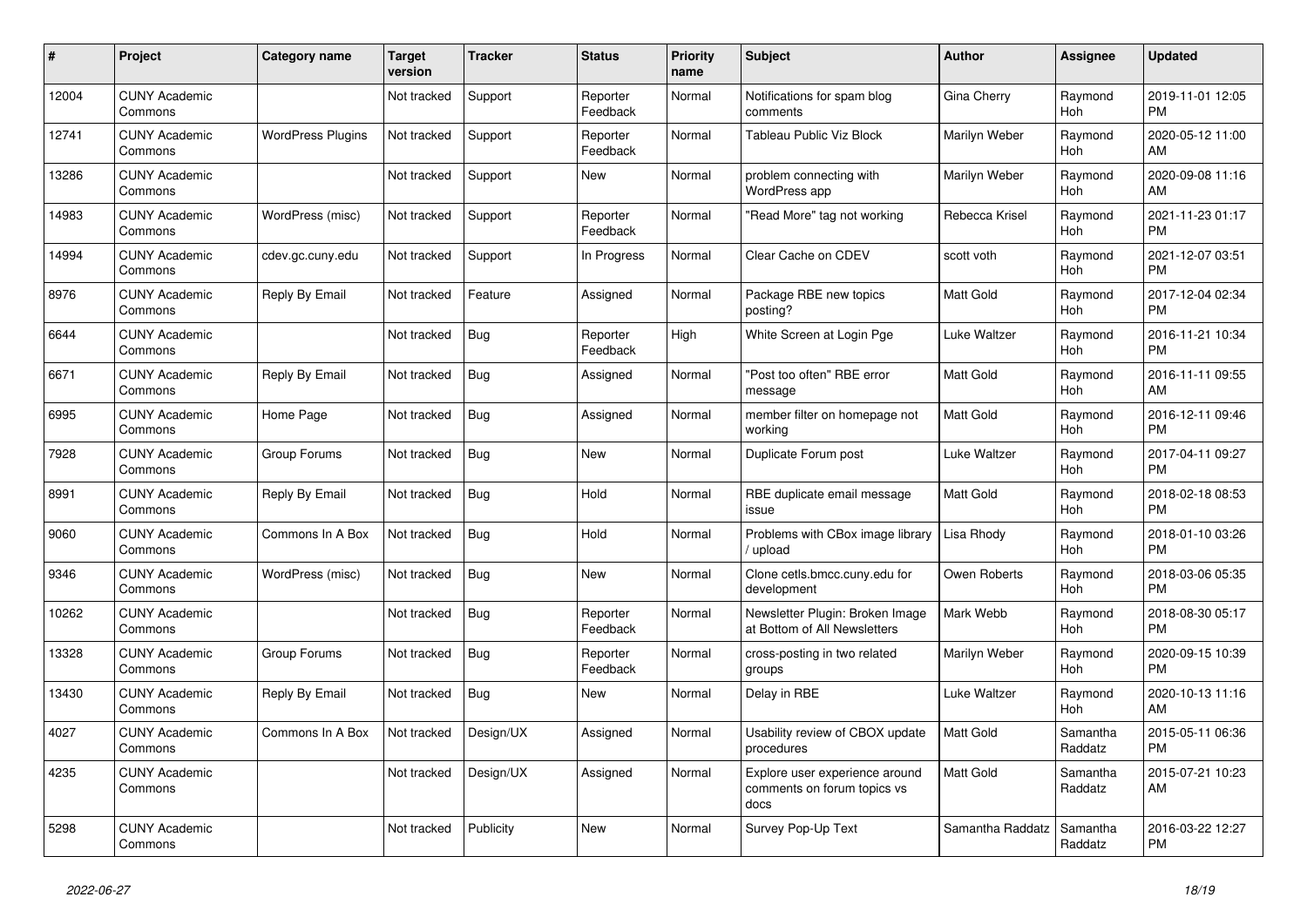| # | Project | Category name | Target version | Tracker | Status | Priority name | Subject | Author | Assignee | Updated |
|---|---|---|---|---|---|---|---|---|---|---|
| 12004 | CUNY Academic Commons | | Not tracked | Support | Reporter Feedback | Normal | Notifications for spam blog comments | Gina Cherry | Raymond Hoh | 2019-11-01 12:05 PM |
| 12741 | CUNY Academic Commons | WordPress Plugins | Not tracked | Support | Reporter Feedback | Normal | Tableau Public Viz Block | Marilyn Weber | Raymond Hoh | 2020-05-12 11:00 AM |
| 13286 | CUNY Academic Commons | | Not tracked | Support | New | Normal | problem connecting with WordPress app | Marilyn Weber | Raymond Hoh | 2020-09-08 11:16 AM |
| 14983 | CUNY Academic Commons | WordPress (misc) | Not tracked | Support | Reporter Feedback | Normal | "Read More" tag not working | Rebecca Krisel | Raymond Hoh | 2021-11-23 01:17 PM |
| 14994 | CUNY Academic Commons | cdev.gc.cuny.edu | Not tracked | Support | In Progress | Normal | Clear Cache on CDEV | scott voth | Raymond Hoh | 2021-12-07 03:51 PM |
| 8976 | CUNY Academic Commons | Reply By Email | Not tracked | Feature | Assigned | Normal | Package RBE new topics posting? | Matt Gold | Raymond Hoh | 2017-12-04 02:34 PM |
| 6644 | CUNY Academic Commons | | Not tracked | Bug | Reporter Feedback | High | White Screen at Login Pge | Luke Waltzer | Raymond Hoh | 2016-11-21 10:34 PM |
| 6671 | CUNY Academic Commons | Reply By Email | Not tracked | Bug | Assigned | Normal | "Post too often" RBE error message | Matt Gold | Raymond Hoh | 2016-11-11 09:55 AM |
| 6995 | CUNY Academic Commons | Home Page | Not tracked | Bug | Assigned | Normal | member filter on homepage not working | Matt Gold | Raymond Hoh | 2016-12-11 09:46 PM |
| 7928 | CUNY Academic Commons | Group Forums | Not tracked | Bug | New | Normal | Duplicate Forum post | Luke Waltzer | Raymond Hoh | 2017-04-11 09:27 PM |
| 8991 | CUNY Academic Commons | Reply By Email | Not tracked | Bug | Hold | Normal | RBE duplicate email message issue | Matt Gold | Raymond Hoh | 2018-02-18 08:53 PM |
| 9060 | CUNY Academic Commons | Commons In A Box | Not tracked | Bug | Hold | Normal | Problems with CBox image library / upload | Lisa Rhody | Raymond Hoh | 2018-01-10 03:26 PM |
| 9346 | CUNY Academic Commons | WordPress (misc) | Not tracked | Bug | New | Normal | Clone cetls.bmcc.cuny.edu for development | Owen Roberts | Raymond Hoh | 2018-03-06 05:35 PM |
| 10262 | CUNY Academic Commons | | Not tracked | Bug | Reporter Feedback | Normal | Newsletter Plugin: Broken Image at Bottom of All Newsletters | Mark Webb | Raymond Hoh | 2018-08-30 05:17 PM |
| 13328 | CUNY Academic Commons | Group Forums | Not tracked | Bug | Reporter Feedback | Normal | cross-posting in two related groups | Marilyn Weber | Raymond Hoh | 2020-09-15 10:39 PM |
| 13430 | CUNY Academic Commons | Reply By Email | Not tracked | Bug | New | Normal | Delay in RBE | Luke Waltzer | Raymond Hoh | 2020-10-13 11:16 AM |
| 4027 | CUNY Academic Commons | Commons In A Box | Not tracked | Design/UX | Assigned | Normal | Usability review of CBOX update procedures | Matt Gold | Samantha Raddatz | 2015-05-11 06:36 PM |
| 4235 | CUNY Academic Commons | | Not tracked | Design/UX | Assigned | Normal | Explore user experience around comments on forum topics vs docs | Matt Gold | Samantha Raddatz | 2015-07-21 10:23 AM |
| 5298 | CUNY Academic Commons | | Not tracked | Publicity | New | Normal | Survey Pop-Up Text | Samantha Raddatz | Samantha Raddatz | 2016-03-22 12:27 PM |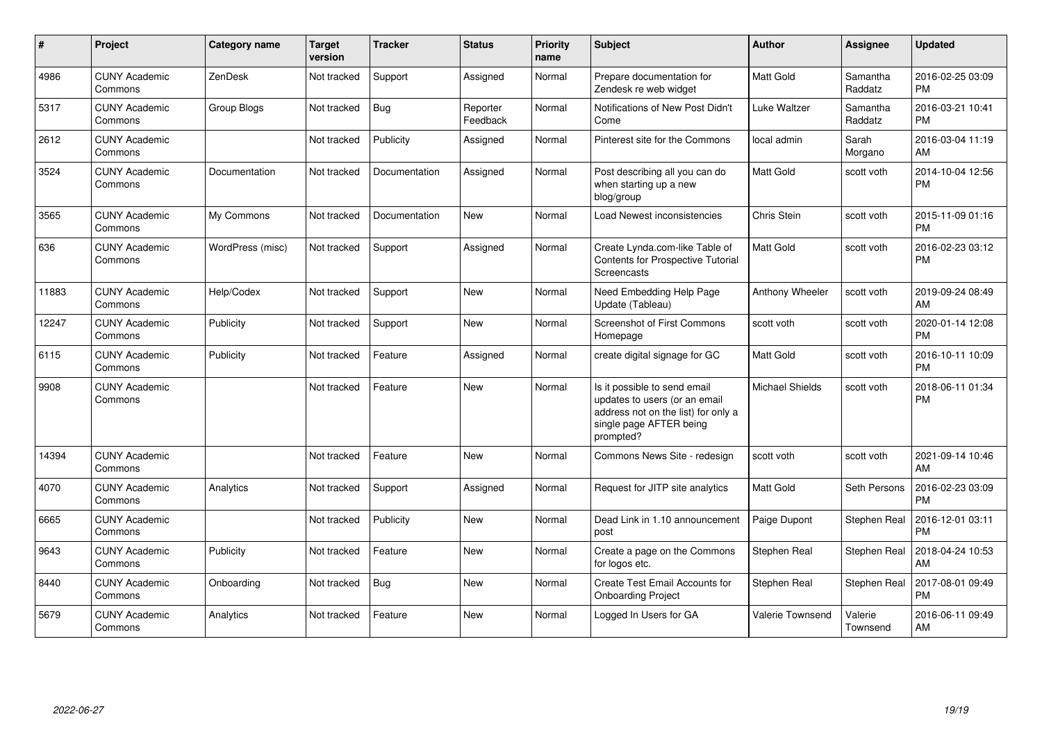| # | Project | Category name | Target version | Tracker | Status | Priority name | Subject | Author | Assignee | Updated |
|---|---|---|---|---|---|---|---|---|---|---|
| 4986 | CUNY Academic Commons | ZenDesk | Not tracked | Support | Assigned | Normal | Prepare documentation for Zendesk re web widget | Matt Gold | Samantha Raddatz | 2016-02-25 03:09 PM |
| 5317 | CUNY Academic Commons | Group Blogs | Not tracked | Bug | Reporter Feedback | Normal | Notifications of New Post Didn't Come | Luke Waltzer | Samantha Raddatz | 2016-03-21 10:41 PM |
| 2612 | CUNY Academic Commons | | Not tracked | Publicity | Assigned | Normal | Pinterest site for the Commons | local admin | Sarah Morgano | 2016-03-04 11:19 AM |
| 3524 | CUNY Academic Commons | Documentation | Not tracked | Documentation | Assigned | Normal | Post describing all you can do when starting up a new blog/group | Matt Gold | scott voth | 2014-10-04 12:56 PM |
| 3565 | CUNY Academic Commons | My Commons | Not tracked | Documentation | New | Normal | Load Newest inconsistencies | Chris Stein | scott voth | 2015-11-09 01:16 PM |
| 636 | CUNY Academic Commons | WordPress (misc) | Not tracked | Support | Assigned | Normal | Create Lynda.com-like Table of Contents for Prospective Tutorial Screencasts | Matt Gold | scott voth | 2016-02-23 03:12 PM |
| 11883 | CUNY Academic Commons | Help/Codex | Not tracked | Support | New | Normal | Need Embedding Help Page Update (Tableau) | Anthony Wheeler | scott voth | 2019-09-24 08:49 AM |
| 12247 | CUNY Academic Commons | Publicity | Not tracked | Support | New | Normal | Screenshot of First Commons Homepage | scott voth | scott voth | 2020-01-14 12:08 PM |
| 6115 | CUNY Academic Commons | Publicity | Not tracked | Feature | Assigned | Normal | create digital signage for GC | Matt Gold | scott voth | 2016-10-11 10:09 PM |
| 9908 | CUNY Academic Commons | | Not tracked | Feature | New | Normal | Is it possible to send email updates to users (or an email address not on the list) for only a single page AFTER being prompted? | Michael Shields | scott voth | 2018-06-11 01:34 PM |
| 14394 | CUNY Academic Commons | | Not tracked | Feature | New | Normal | Commons News Site - redesign | scott voth | scott voth | 2021-09-14 10:46 AM |
| 4070 | CUNY Academic Commons | Analytics | Not tracked | Support | Assigned | Normal | Request for JITP site analytics | Matt Gold | Seth Persons | 2016-02-23 03:09 PM |
| 6665 | CUNY Academic Commons | | Not tracked | Publicity | New | Normal | Dead Link in 1.10 announcement post | Paige Dupont | Stephen Real | 2016-12-01 03:11 PM |
| 9643 | CUNY Academic Commons | Publicity | Not tracked | Feature | New | Normal | Create a page on the Commons for logos etc. | Stephen Real | Stephen Real | 2018-04-24 10:53 AM |
| 8440 | CUNY Academic Commons | Onboarding | Not tracked | Bug | New | Normal | Create Test Email Accounts for Onboarding Project | Stephen Real | Stephen Real | 2017-08-01 09:49 PM |
| 5679 | CUNY Academic Commons | Analytics | Not tracked | Feature | New | Normal | Logged In Users for GA | Valerie Townsend | Valerie Townsend | 2016-06-11 09:49 AM |